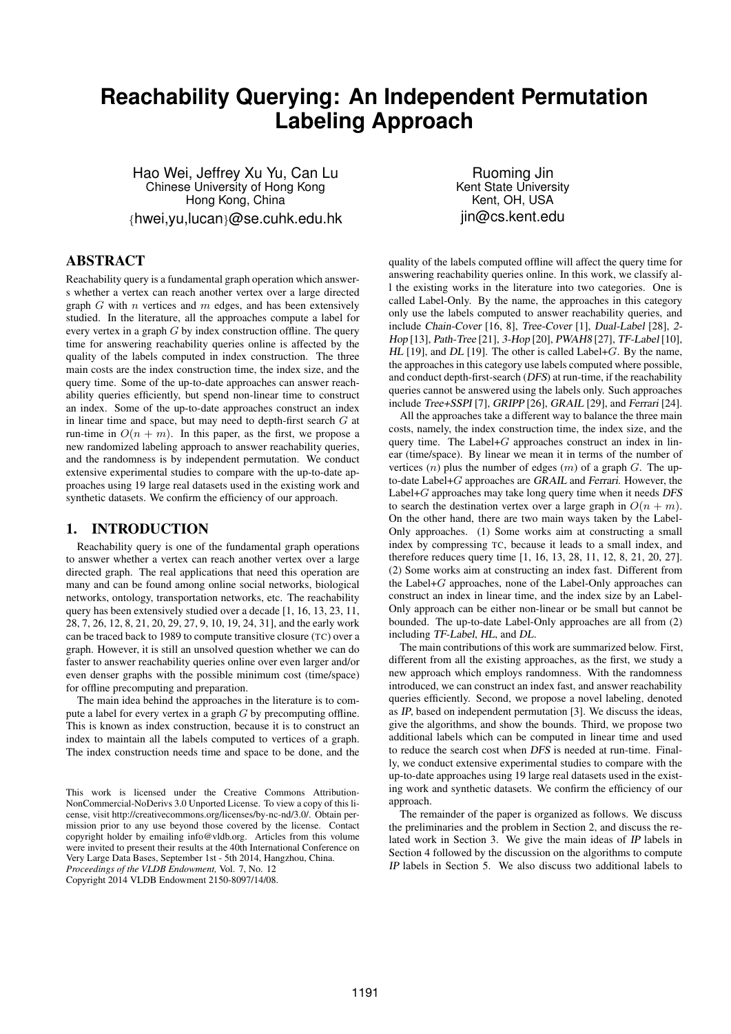# Reachability Querying: An Independent Permutation Labeling Approach

Hao Wei, Jeffrey Xu Yu, Can Lu
Chinese University of Hong Kong
Hong Kong, China
{hwei,yu,lucan}@se.cuhk.edu.hk

Ruoming Jin
Kent State University
Kent, OH, USA
jin@cs.kent.edu

## ABSTRACT

Reachability query is a fundamental graph operation which answers whether a vertex can reach another vertex over a large directed graph $G$ with $n$ vertices and $m$ edges, and has been extensively studied. In the literature, all the approaches compute a label for every vertex in a graph $G$ by index construction offline. The query time for answering reachability queries online is affected by the quality of the labels computed in index construction. The three main costs are the index construction time, the index size, and the query time. Some of the up-to-date approaches can answer reachability queries efficiently, but spend non-linear time to construct an index. Some of the up-to-date approaches construct an index in linear time and space, but may need to depth-first search $G$ at run-time in $O(n + m)$. In this paper, as the first, we propose a new randomized labeling approach to answer reachability queries, and the randomness is by independent permutation. We conduct extensive experimental studies to compare with the up-to-date approaches using 19 large real datasets used in the existing work and synthetic datasets. We confirm the efficiency of our approach.

## 1. INTRODUCTION

Reachability query is one of the fundamental graph operations to answer whether a vertex can reach another vertex over a large directed graph. The real applications that need this operation are many and can be found among online social networks, biological networks, ontology, transportation networks, etc. The reachability query has been extensively studied over a decade [1, 16, 13, 23, 11, 28, 7, 26, 12, 8, 21, 20, 29, 27, 9, 10, 19, 24, 31], and the early work can be traced back to 1989 to compute transitive closure (TC) over a graph. However, it is still an unsolved question whether we can do faster to answer reachability queries online over even larger and/or even denser graphs with the possible minimum cost (time/space) for offline precomputing and preparation.

The main idea behind the approaches in the literature is to compute a label for every vertex in a graph $G$ by precomputing offline. This is known as index construction, because it is to construct an index to maintain all the labels computed to vertices of a graph. The index construction needs time and space to be done, and the quality of the labels computed offline will affect the query time for answering reachability queries online. In this work, we classify all the existing works in the literature into two categories. One is called Label-Only. By the name, the approaches in this category only use the labels computed to answer reachability queries, and include *Chain-Cover* [16, 8], *Tree-Cover* [1], *Dual-Label* [28], *2-Hop* [13], *Path-Tree* [21], *3-Hop* [20], *PWAH8* [27], *TF-Label* [10], *HL* [19], and *DL* [19]. The other is called Label+$G$. By the name, the approaches in this category use labels computed where possible, and conduct depth-first-search (*DFS*) at run-time, if the reachability queries cannot be answered using the labels only. Such approaches include *Tree+SSPI* [7], *GRIPP* [26], *GRAIL* [29], and *Ferrari* [24].

All the approaches take a different way to balance the three main costs, namely, the index construction time, the index size, and the query time. The Label+$G$ approaches construct an index in linear (time/space). By linear we mean it in terms of the number of vertices ($n$) plus the number of edges ($m$) of a graph $G$. The up-to-date Label+$G$ approaches are *GRAIL* and *Ferrari*. However, the Label+$G$ approaches may take long query time when it needs *DFS* to search the destination vertex over a large graph in $O(n + m)$. On the other hand, there are two main ways taken by the Label-Only approaches. (1) Some works aim at constructing a small index by compressing TC, because it leads to a small index, and therefore reduces query time [1, 16, 13, 28, 11, 12, 8, 21, 20, 27]. (2) Some works aim at constructing an index fast. Different from the Label+$G$ approaches, none of the Label-Only approaches can construct an index in linear time, and the index size by an Label-Only approach can be either non-linear or be small but cannot be bounded. The up-to-date Label-Only approaches are all from (2) including *TF-Label*, *HL*, and *DL*.

The main contributions of this work are summarized below. First, different from all the existing approaches, as the first, we study a new approach which employs randomness. With the randomness introduced, we can construct an index fast, and answer reachability queries efficiently. Second, we propose a novel labeling, denoted as *IP*, based on independent permutation [3]. We discuss the ideas, give the algorithms, and show the bounds. Third, we propose two additional labels which can be computed in linear time and used to reduce the search cost when *DFS* is needed at run-time. Finally, we conduct extensive experimental studies to compare with the up-to-date approaches using 19 large real datasets used in the existing work and synthetic datasets. We confirm the efficiency of our approach.

The remainder of the paper is organized as follows. We discuss the preliminaries and the problem in Section 2, and discuss the related work in Section 3. We give the main ideas of *IP* labels in Section 4 followed by the discussion on the algorithms to compute *IP* labels in Section 5. We also discuss two additional labels to

This work is licensed under the Creative Commons Attribution-NonCommercial-NoDerivs 3.0 Unported License. To view a copy of this license, visit http://creativecommons.org/licenses/by-nc-nd/3.0/. Obtain permission prior to any use beyond those covered by the license. Contact copyright holder by emailing info@vldb.org. Articles from this volume were invited to present their results at the 40th International Conference on Very Large Data Bases, September 1st - 5th 2014, Hangzhou, China.
*Proceedings of the VLDB Endowment,* Vol. 7, No. 12
Copyright 2014 VLDB Endowment 2150-8097/14/08.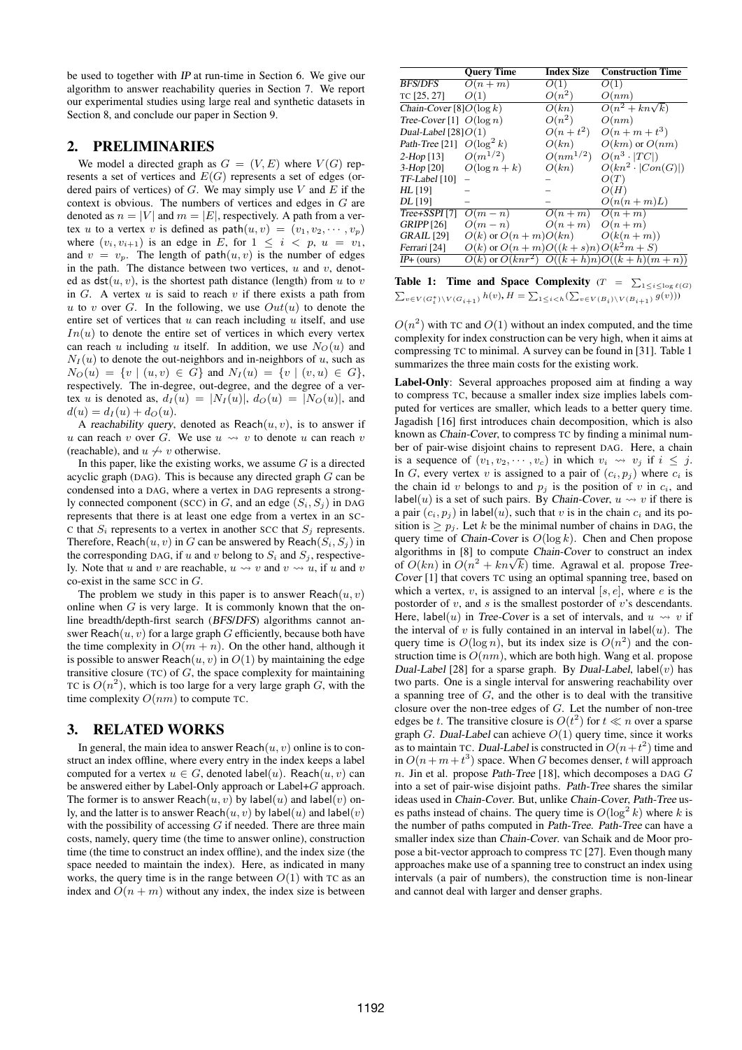be used to together with *IP* at run-time in Section 6. We give our algorithm to answer reachability queries in Section 7. We report our experimental studies using large real and synthetic datasets in Section 8, and conclude our paper in Section 9.

## 2. PRELIMINARIES

We model a directed graph as $G = (V, E)$ where $V(G)$ represents a set of vertices and $E(G)$ represents a set of edges (ordered pairs of vertices) of $G$. We may simply use $V$ and $E$ if the context is obvious. The numbers of vertices and edges in $G$ are denoted as $n = |V|$ and $m = |E|$, respectively. A path from a vertex $u$ to a vertex $v$ is defined as $\mathsf{path}(u, v) = (v_1, v_2, \cdots, v_p)$ where $(v_i, v_{i+1})$ is an edge in $E$, for $1 \leq i < p$, $u = v_1$, and $v = v_p$. The length of $\mathsf{path}(u, v)$ is the number of edges in the path. The distance between two vertices, $u$ and $v$, denoted as $\mathsf{dst}(u, v)$, is the shortest path distance (length) from $u$ to $v$ in $G$. A vertex $u$ is said to reach $v$ if there exists a path from $u$ to $v$ over $G$. In the following, we use $Out(u)$ to denote the entire set of vertices that $u$ can reach including $u$ itself, and use $In(u)$ to denote the entire set of vertices in which every vertex can reach $u$ including $u$ itself. In addition, we use $N_O(u)$ and $N_I(u)$ to denote the out-neighbors and in-neighbors of $u$, such as $N_O(u) = \{v \mid (u, v) \in G\}$ and $N_I(u) = \{v \mid (v, u) \in G\}$, respectively. The in-degree, out-degree, and the degree of a vertex $u$ is denoted as, $d_I(u) = |N_I(u)|$, $d_O(u) = |N_O(u)|$, and $d(u) = d_I(u) + d_O(u)$.

A *reachability query*, denoted as $\mathsf{Reach}(u, v)$, is to answer if $u$ can reach $v$ over $G$. We use $u \rightsquigarrow v$ to denote $u$ can reach $v$ (reachable), and $u \not\rightsquigarrow v$ otherwise.

In this paper, like the existing works, we assume $G$ is a directed acyclic graph (DAG). This is because any directed graph $G$ can be condensed into a DAG, where a vertex in DAG represents a strongly connected component (SCC) in $G$, and an edge $(S_i, S_j)$ in DAG represents that there is at least one edge from a vertex in an SCC that $S_i$ represents to a vertex in another SCC that $S_j$ represents. Therefore, $\mathsf{Reach}(u, v)$ in $G$ can be answered by $\mathsf{Reach}(S_i, S_j)$ in the corresponding DAG, if $u$ and $v$ belong to $S_i$ and $S_j$, respectively. Note that $u$ and $v$ are reachable, $u \rightsquigarrow v$ and $v \rightsquigarrow u$, if $u$ and $v$ co-exist in the same SCC in $G$.

The problem we study in this paper is to answer $\mathsf{Reach}(u, v)$ online when $G$ is very large. It is commonly known that the online breadth/depth-first search (*BFS*/*DFS*) algorithms cannot answer $\mathsf{Reach}(u, v)$ for a large graph $G$ efficiently, because both have the time complexity in $O(m + n)$. On the other hand, although it is possible to answer $\mathsf{Reach}(u, v)$ in $O(1)$ by maintaining the edge transitive closure (TC) of $G$, the space complexity for maintaining TC is $O(n^2)$, which is too large for a very large graph $G$, with the time complexity $O(nm)$ to compute TC.

## 3. RELATED WORKS

In general, the main idea to answer $\mathsf{Reach}(u, v)$ online is to construct an index offline, where every entry in the index keeps a label computed for a vertex $u \in G$, denoted $\mathsf{label}(u)$. $\mathsf{Reach}(u, v)$ can be answered either by Label-Only approach or Label+$G$ approach. The former is to answer $\mathsf{Reach}(u, v)$ by $\mathsf{label}(u)$ and $\mathsf{label}(v)$ only, and the latter is to answer $\mathsf{Reach}(u, v)$ by $\mathsf{label}(u)$ and $\mathsf{label}(v)$ with the possibility of accessing $G$ if needed. There are three main costs, namely, query time (the time to answer online), construction time (the time to construct an index offline), and the index size (the space needed to maintain the index). Here, as indicated in many works, the query time is in the range between $O(1)$ with TC as an index and $O(n + m)$ without any index, the index size is between $O(n^2)$ with TC and $O(1)$ without an index computed, and the time complexity for index construction can be very high, when it aims at compressing TC to minimal. A survey can be found in [31]. Table 1 summarizes the three main costs for the existing work.

| | Query Time | Index Size | Construction Time |
|---|---|---|---|
| *BFS/DFS* | $O(n+m)$ | $O(1)$ | $O(1)$ |
| TC [25, 27] | $O(1)$ | $O(n^2)$ | $O(nm)$ |
| *Chain-Cover* [8] | $O(\log k)$ | $O(kn)$ | $O(n^2 + kn\sqrt{k})$ |
| *Tree-Cover* [1] | $O(\log n)$ | $O(n^2)$ | $O(nm)$ |
| *Dual-Label* [28] | $O(1)$ | $O(n+t^2)$ | $O(n+m+t^3)$ |
| *Path-Tree* [21] | $O(\log^2 k)$ | $O(kn)$ | $O(km)$ or $O(nm)$ |
| *2-Hop* [13] | $O(m^{1/2})$ | $O(nm^{1/2})$ | $O(n^3 \cdot |TC|)$ |
| *3-Hop* [20] | $O(\log n + k)$ | $O(kn)$ | $O(kn^2 \cdot |Con(G)|)$ |
| *TF-Label* [10] | – | – | $O(T)$ |
| *HL* [19] | – | – | $O(H)$ |
| *DL* [19] | – | – | $O(n(n+m)L)$ |
| *Tree+SSPI* [7] | $O(m-n)$ | $O(n+m)$ | $O(n+m)$ |
| *GRIPP* [26] | $O(m-n)$ | $O(n+m)$ | $O(n+m)$ |
| *GRAIL* [29] | $O(k)$ or $O(n+m)$ | $O(kn)$ | $O(k(n+m))$ |
| *Ferrari* [24] | $O(k)$ or $O(n+m)$ | $O((k+s)n)$ | $O(k^2m+S)$ |
| *IP+* (ours) | $O(k)$ or $O(knr^2)$ | $O((k+h)n)$ | $O((k+h)(m+n))$ |

**Table 1: Time and Space Complexity** ($T = \sum_{1 \leq i \leq \log \ell(G)} \sum_{v \in V(G_i^*) \setminus V(G_{i+1})} h(v)$, $H = \sum_{1 \leq i < h} (\sum_{v \in V(B_i) \setminus V(B_{i+1})} g(v))$)

**Label-Only**: Several approaches proposed aim at finding a way to compress TC, because a smaller index size implies labels computed for vertices are smaller, which leads to a better query time. Jagadish [16] first introduces chain decomposition, which is also known as *Chain-Cover*, to compress TC by finding a minimal number of pair-wise disjoint chains to represent DAG. Here, a chain is a sequence of $(v_1, v_2, \cdots, v_c)$ in which $v_i \rightsquigarrow v_j$ if $i \leq j$. In $G$, every vertex $v$ is assigned to a pair of $(c_i, p_j)$ where $c_i$ is the chain id $v$ belongs to and $p_j$ is the position of $v$ in $c_i$, and $\mathsf{label}(u)$ is a set of such pairs. By *Chain-Cover*, $u \rightsquigarrow v$ if there is a pair $(c_i, p_j)$ in $\mathsf{label}(u)$, such that $v$ is in the chain $c_i$ and its position is $\geq p_j$. Let $k$ be the minimal number of chains in DAG, the query time of *Chain-Cover* is $O(\log k)$. Chen and Chen propose algorithms in [8] to compute *Chain-Cover* to construct an index of $O(kn)$ in $O(n^2 + kn\sqrt{k})$ time. Agrawal et al. propose *Tree-Cover* [1] that covers TC using an optimal spanning tree, based on which a vertex, $v$, is assigned to an interval $[s, e]$, where $e$ is the postorder of $v$, and $s$ is the smallest postorder of $v$'s descendants. Here, $\mathsf{label}(u)$ in *Tree-Cover* is a set of intervals, and $u \rightsquigarrow v$ if the interval of $v$ is fully contained in an interval in $\mathsf{label}(u)$. The query time is $O(\log n)$, but its index size is $O(n^2)$ and the construction time is $O(nm)$, which are both high. Wang et al. propose *Dual-Label* [28] for a sparse graph. By *Dual-Label*, $\mathsf{label}(v)$ has two parts. One is a single interval for answering reachability over a spanning tree of $G$, and the other is to deal with the transitive closure over the non-tree edges of $G$. Let the number of non-tree edges be $t$. The transitive closure is $O(t^2)$ for $t \ll n$ over a sparse graph $G$. *Dual-Label* can achieve $O(1)$ query time, since it works as to maintain TC. *Dual-Label* is constructed in $O(n + t^2)$ time and in $O(n + m + t^3)$ space. When $G$ becomes denser, $t$ will approach $n$. Jin et al. propose *Path-Tree* [18], which decomposes a DAG $G$ into a set of pair-wise disjoint paths. *Path-Tree* shares the similar ideas used in *Chain-Cover*. But, unlike *Chain-Cover*, *Path-Tree* uses paths instead of chains. The query time is $O(\log^2 k)$ where $k$ is the number of paths computed in *Path-Tree*. *Path-Tree* can have a smaller index size than *Chain-Cover*. van Schaik and de Moor propose a bit-vector approach to compress TC [27]. Even though many approaches make use of a spanning tree to construct an index using intervals (a pair of numbers), the construction time is non-linear and cannot deal with larger and denser graphs.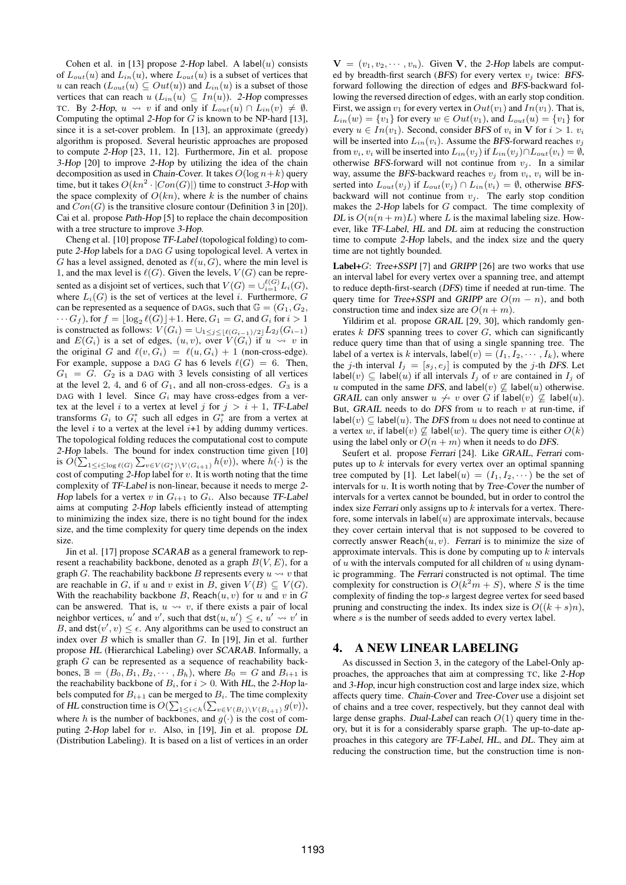Cohen et al. in [13] propose *2-Hop* label. A label$(u)$ consists of $L_{out}(u)$ and $L_{in}(u)$, where $L_{out}(u)$ is a subset of vertices that $u$ can reach ($L_{out}(u) \subseteq Out(u)$) and $L_{in}(u)$ is a subset of those vertices that can reach $u$ ($L_{in}(u) \subseteq In(u)$). *2-Hop* compresses TC. By *2-Hop*, $u \rightsquigarrow v$ if and only if $L_{out}(u) \cap L_{in}(v) \neq \emptyset$. Computing the optimal *2-Hop* for $G$ is known to be NP-hard [13], since it is a set-cover problem. In [13], an approximate (greedy) algorithm is proposed. Several heuristic approaches are proposed to compute *2-Hop* [23, 11, 12]. Furthermore, Jin et al. propose *3-Hop* [20] to improve *2-Hop* by utilizing the idea of the chain decomposition as used in *Chain-Cover*. It takes $O(\log n+k)$ query time, but it takes $O(kn^2 \cdot |Con(G)|)$ time to construct *3-Hop* with the space complexity of $O(kn)$, where $k$ is the number of chains and $Con(G)$ is the transitive closure contour (Definition 3 in [20]). Cai et al. propose *Path-Hop* [5] to replace the chain decomposition with a tree structure to improve *3-Hop*.

Cheng et al. [10] propose *TF-Label* (topological folding) to compute *2-Hop* labels for a DAG $G$ using topological level. A vertex in $G$ has a level assigned, denoted as $\ell(u, G)$, where the min level is 1, and the max level is $\ell(G)$. Given the levels, $V(G)$ can be represented as a disjoint set of vertices, such that $V(G) = \cup_{i=1}^{\ell(G)} L_i(G)$, where $L_i(G)$ is the set of vertices at the level $i$. Furthermore, $G$ can be represented as a sequence of DAGs, such that $\mathbb{G} = (G_1, G_2, \cdots G_f)$, for $f = \lfloor \log_2 \ell(G) \rfloor + 1$. Here, $G_1 = G$, and $G_i$ for $i > 1$ is constructed as follows: $V(G_i) = \cup_{1 \leq j \leq \lfloor \ell(G_{i-1})/2 \rfloor} L_{2j}(G_{i-1})$ and $E(G_i)$ is a set of edges, $(u, v)$, over $V(G_i)$ if $u \rightsquigarrow v$ in the original $G$ and $\ell(v, G_i) = \ell(u, G_i) + 1$ (non-cross-edge). For example, suppose a DAG $G$ has 6 levels $\ell(G) = 6$. Then, $G_1 = G$. $G_2$ is a DAG with 3 levels consisting of all vertices at the level 2, 4, and 6 of $G_1$, and all non-cross-edges. $G_3$ is a DAG with 1 level. Since $G_i$ may have cross-edges from a vertex at the level $i$ to a vertex at level $j$ for $j > i+1$, *TF-Label* transforms $G_i$ to $G_i^*$ such all edges in $G_i^*$ are from a vertex at the level $i$ to a vertex at the level $i$+1 by adding dummy vertices. The topological folding reduces the computational cost to compute *2-Hop* labels. The bound for index construction time given [10] is $O(\sum_{1 \leq i \leq \log \ell(G)} \sum_{v \in V(G_i^*) \setminus V(G_{i+1})} h(v))$, where $h(\cdot)$ is the cost of computing *2-Hop* label for $v$. It is worth noting that the time complexity of *TF-Label* is non-linear, because it needs to merge *2-Hop* labels for a vertex $v$ in $G_{i+1}$ to $G_i$. Also because *TF-Label* aims at computing *2-Hop* labels efficiently instead of attempting to minimizing the index size, there is no tight bound for the index size, and the time complexity for query time depends on the index size.

Jin et al. [17] propose *SCARAB* as a general framework to represent a reachability backbone, denoted as a graph $B(V, E)$, for a graph $G$. The reachability backbone $B$ represents every $u \rightsquigarrow v$ that are reachable in $G$, if $u$ and $v$ exist in $B$, given $V(B) \subseteq V(G)$. With the reachability backbone $B$, Reach$(u, v)$ for $u$ and $v$ in $G$ can be answered. That is, $u \rightsquigarrow v$, if there exists a pair of local neighbor vertices, $u'$ and $v'$, such that dst$(u, u') \leq \epsilon$, $u' \rightsquigarrow v'$ in $B$, and dst$(v', v) \leq \epsilon$. Any algorithms can be used to construct an index over $B$ which is smaller than $G$. In [19], Jin et al. further propose *HL* (Hierarchical Labeling) over *SCARAB*. Informally, a graph $G$ can be represented as a sequence of reachability backbones, $\mathbb{B} = (B_0, B_1, B_2, \cdots, B_h)$, where $B_0 = G$ and $B_{i+1}$ is the reachability backbone of $B_i$, for $i > 0$. With *HL*, the *2-Hop* labels computed for $B_{i+1}$ can be merged to $B_i$. The time complexity of *HL* construction time is $O(\sum_{1 \leq i < h}(\sum_{v \in V(B_i) \setminus V(B_{i+1})} g(v))$, where $h$ is the number of backbones, and $g(\cdot)$ is the cost of computing *2-Hop* label for $v$. Also, in [19], Jin et al. propose *DL* (Distribution Labeling). It is based on a list of vertices in an order $\mathbf{V} = (v_1, v_2, \cdots, v_n)$. Given $\mathbf{V}$, the *2-Hop* labels are computed by breadth-first search (*BFS*) for every vertex $v_j$ twice: *BFS*-forward following the direction of edges and *BFS*-backward following the reversed direction of edges, with an early stop condition. First, we assign $v_1$ for every vertex in $Out(v_1)$ and $In(v_1)$. That is, $L_{in}(w) = \{v_1\}$ for every $w \in Out(v_1)$, and $L_{out}(u) = \{v_1\}$ for every $u \in In(v_1)$. Second, consider *BFS* of $v_i$ in $\mathbf{V}$ for $i > 1$. $v_i$ will be inserted into $L_{in}(v_i)$. Assume the *BFS*-forward reaches $v_j$ from $v_i$, $v_i$ will be inserted into $L_{in}(v_j)$ if $L_{in}(v_j) \cap L_{out}(v_i) = \emptyset$, otherwise *BFS*-forward will not continue from $v_j$. In a similar way, assume the *BFS*-backward reaches $v_j$ from $v_i$, $v_i$ will be inserted into $L_{out}(v_j)$ if $L_{out}(v_j) \cap L_{in}(v_i) = \emptyset$, otherwise *BFS*-backward will not continue from $v_j$. The early stop condition makes the *2-Hop* labels for $G$ compact. The time complexity of *DL* is $O(n(n+m)L)$ where $L$ is the maximal labeling size. However, like *TF-Label*, *HL* and *DL* aim at reducing the construction time to compute *2-Hop* labels, and the index size and the query time are not tightly bounded.

**Label+**$G$: *Tree+SSPI* [7] and *GRIPP* [26] are two works that use an interval label for every vertex over a spanning tree, and attempt to reduce depth-first-search (*DFS*) time if needed at run-time. The query time for *Tree+SSPI* and *GRIPP* are $O(m-n)$, and both construction time and index size are $O(n+m)$.

Yildirim et al. propose *GRAIL* [29, 30], which randomly generates $k$ *DFS* spanning trees to cover $G$, which can significantly reduce query time than that of using a single spanning tree. The label of a vertex is $k$ intervals, label$(v) = (I_1, I_2, \cdots, I_k)$, where the $j$-th interval $I_j = [s_j, e_j]$ is computed by the $j$-th *DFS*. Let label$(v) \subseteq$ label$(u)$ if all intervals $I_j$ of $v$ are contained in $I_j$ of $u$ computed in the same *DFS*, and label$(v) \not\subseteq$ label$(u)$ otherwise. *GRAIL* can only answer $u \not\rightsquigarrow v$ over $G$ if label$(v) \not\subseteq$ label$(u)$. But, *GRAIL* needs to do *DFS* from $u$ to reach $v$ at run-time, if label$(v) \subseteq$ label$(u)$. The *DFS* from $u$ does not need to continue at a vertex $w$, if label$(v) \not\subseteq$ label$(w)$. The query time is either $O(k)$ using the label only or $O(n+m)$ when it needs to do *DFS*.

Seufert et al. propose *Ferrari* [24]. Like *GRAIL*, *Ferrari* computes up to $k$ intervals for every vertex over an optimal spanning tree computed by [1]. Let label$(u) = (I_1, I_2, \cdots)$ be the set of intervals for $u$. It is worth noting that by *Tree-Cover* the number of intervals for a vertex cannot be bounded, but in order to control the index size *Ferrari* only assigns up to $k$ intervals for a vertex. Therefore, some intervals in label$(u)$ are approximate intervals, because they cover certain interval that is not supposed to be covered to correctly answer Reach$(u, v)$. *Ferrari* is to minimize the size of approximate intervals. This is done by computing up to $k$ intervals of $u$ with the intervals computed for all children of $u$ using dynamic programming. The *Ferrari* constructed is not optimal. The time complexity for construction is $O(k^2 m + S)$, where $S$ is the time complexity of finding the top-$s$ largest degree vertex for seed based pruning and constructing the index. Its index size is $O((k+s)n)$, where $s$ is the number of seeds added to every vertex label.

## 4. A NEW LINEAR LABELING

As discussed in Section 3, in the category of the Label-Only approaches, the approaches that aim at compressing TC, like *2-Hop* and *3-Hop*, incur high construction cost and large index size, which affects query time. *Chain-Cover* and *Tree-Cover* use a disjoint set of chains and a tree cover, respectively, but they cannot deal with large dense graphs. *Dual-Label* can reach $O(1)$ query time in theory, but it is for a considerably sparse graph. The up-to-date approaches in this category are *TF-Label*, *HL*, and *DL*. They aim at reducing the construction time, but the construction time is non-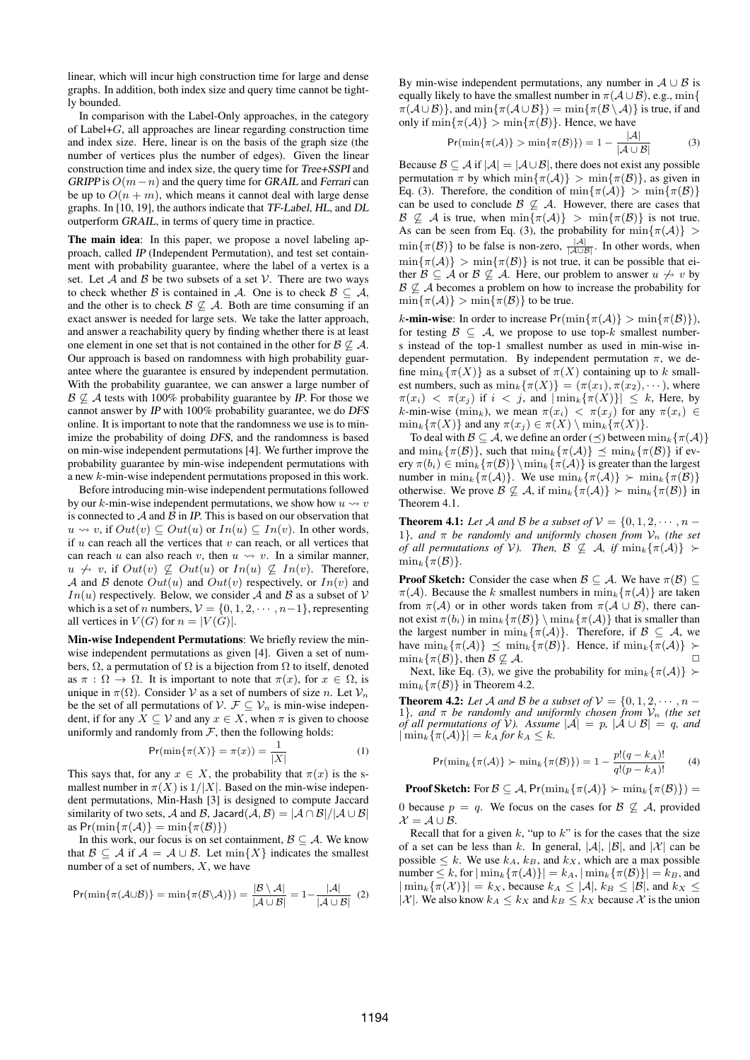linear, which will incur high construction time for large and dense graphs. In addition, both index size and query time cannot be tightly bounded.

In comparison with the Label-Only approaches, in the category of Label+$G$, all approaches are linear regarding construction time and index size. Here, linear is on the basis of the graph size (the number of vertices plus the number of edges). Given the linear construction time and index size, the query time for *Tree+SSPI* and *GRIPP* is $O(m-n)$ and the query time for *GRAIL* and *Ferrari* can be up to $O(n+m)$, which means it cannot deal with large dense graphs. In [10, 19], the authors indicate that *TF-Label*, *HL*, and *DL* outperform *GRAIL*, in terms of query time in practice.

**The main idea**: In this paper, we propose a novel labeling approach, called *IP* (Independent Permutation), and test set containment with probability guarantee, where the label of a vertex is a set. Let $\mathcal{A}$ and $\mathcal{B}$ be two subsets of a set $\mathcal{V}$. There are two ways to check whether $\mathcal{B}$ is contained in $\mathcal{A}$. One is to check $\mathcal{B} \subseteq \mathcal{A}$, and the other is to check $\mathcal{B} \not\subseteq \mathcal{A}$. Both are time consuming if an exact answer is needed for large sets. We take the latter approach, and answer a reachability query by finding whether there is at least one element in one set that is not contained in the other for $\mathcal{B} \not\subseteq \mathcal{A}$. Our approach is based on randomness with high probability guarantee where the guarantee is ensured by independent permutation. With the probability guarantee, we can answer a large number of $\mathcal{B} \not\subseteq \mathcal{A}$ tests with 100% probability guarantee by *IP*. For those we cannot answer by *IP* with 100% probability guarantee, we do *DFS* online. It is important to note that the randomness we use is to minimize the probability of doing *DFS*, and the randomness is based on min-wise independent permutations [4]. We further improve the probability guarantee by min-wise independent permutations with a new $k$-min-wise independent permutations proposed in this work.

Before introducing min-wise independent permutations followed by our $k$-min-wise independent permutations, we show how $u \rightsquigarrow v$ is connected to $\mathcal{A}$ and $\mathcal{B}$ in *IP*. This is based on our observation that $u \rightsquigarrow v$, if $Out(v) \subseteq Out(u)$ or $In(u) \subseteq In(v)$. In other words, if $u$ can reach all the vertices that $v$ can reach, or all vertices that can reach $u$ can also reach $v$, then $u \rightsquigarrow v$. In a similar manner, $u \not\rightsquigarrow v$, if $Out(v) \not\subseteq Out(u)$ or $In(u) \not\subseteq In(v)$. Therefore, $\mathcal{A}$ and $\mathcal{B}$ denote $Out(u)$ and $Out(v)$ respectively, or $In(v)$ and $In(u)$ respectively. Below, we consider $\mathcal{A}$ and $\mathcal{B}$ as a subset of $\mathcal{V}$ which is a set of $n$ numbers, $\mathcal{V} = \{0, 1, 2, \cdots, n-1\}$, representing all vertices in $V(G)$ for $n = |V(G)|$.

**Min-wise Independent Permutations**: We briefly review the min-wise independent permutations as given [4]. Given a set of numbers, $\Omega$, a permutation of $\Omega$ is a bijection from $\Omega$ to itself, denoted as $\pi : \Omega \rightarrow \Omega$. It is important to note that $\pi(x)$, for $x \in \Omega$, is unique in $\pi(\Omega)$. Consider $\mathcal{V}$ as a set of numbers of size $n$. Let $\mathcal{V}_n$ be the set of all permutations of $\mathcal{V}$. $\mathcal{F} \subseteq \mathcal{V}_n$ is min-wise independent, if for any $X \subseteq \mathcal{V}$ and any $x \in X$, when $\pi$ is given to choose uniformly and randomly from $\mathcal{F}$, then the following holds:

$$\Pr(\min\{\pi(X)\} = \pi(x)) = \frac{1}{|X|} \tag{1}$$

This says that, for any $x \in X$, the probability that $\pi(x)$ is the smallest number in $\pi(X)$ is $1/|X|$. Based on the min-wise independent permutations, Min-Hash [3] is designed to compute Jaccard similarity of two sets, $\mathcal{A}$ and $\mathcal{B}$, $\mathsf{Jacard}(\mathcal{A}, \mathcal{B}) = |\mathcal{A} \cap \mathcal{B}|/|\mathcal{A} \cup \mathcal{B}|$ as $\Pr(\min\{\pi(\mathcal{A})\} = \min\{\pi(\mathcal{B})\})$

In this work, our focus is on set containment, $\mathcal{B} \subseteq \mathcal{A}$. We know that $\mathcal{B} \subseteq \mathcal{A}$ if $\mathcal{A} = \mathcal{A} \cup \mathcal{B}$. Let $\min\{X\}$ indicates the smallest number of a set of numbers, $X$, we have

$$\Pr(\min\{\pi(\mathcal{A} \cup \mathcal{B})\} = \min\{\pi(\mathcal{B} \setminus \mathcal{A})\}) = \frac{|\mathcal{B} \setminus \mathcal{A}|}{|\mathcal{A} \cup \mathcal{B}|} = 1 - \frac{|\mathcal{A}|}{|\mathcal{A} \cup \mathcal{B}|} \tag{2}$$

By min-wise independent permutations, any number in $\mathcal{A} \cup \mathcal{B}$ is equally likely to have the smallest number in $\pi(\mathcal{A} \cup \mathcal{B})$, e.g., $\min\{\pi(\mathcal{A} \cup \mathcal{B})\}$, and $\min\{\pi(\mathcal{A} \cup \mathcal{B})\} = \min\{\pi(\mathcal{B} \setminus \mathcal{A})\}$ is true, if and only if $\min\{\pi(\mathcal{A})\} > \min\{\pi(\mathcal{B})\}$. Hence, we have

$$\Pr(\min\{\pi(\mathcal{A})\} > \min\{\pi(\mathcal{B})\}) = 1 - \frac{|\mathcal{A}|}{|\mathcal{A} \cup \mathcal{B}|} \tag{3}$$

Because $\mathcal{B} \subseteq \mathcal{A}$ if $|\mathcal{A}| = |\mathcal{A} \cup \mathcal{B}|$, there does not exist any possible permutation $\pi$ by which $\min\{\pi(\mathcal{A})\} > \min\{\pi(\mathcal{B})\}$, as given in Eq. (3). Therefore, the condition of $\min\{\pi(\mathcal{A})\} > \min\{\pi(\mathcal{B})\}$ can be used to conclude $\mathcal{B} \not\subseteq \mathcal{A}$. However, there are cases that $\mathcal{B} \not\subseteq \mathcal{A}$ is true, when $\min\{\pi(\mathcal{A})\} > \min\{\pi(\mathcal{B})\}$ is not true. As can be seen from Eq. (3), the probability for $\min\{\pi(\mathcal{A})\} > \min\{\pi(\mathcal{B})\}$ to be false is non-zero, $\frac{|\mathcal{A}|}{|\mathcal{A} \cup \mathcal{B}|}$. In other words, when $\min\{\pi(\mathcal{A})\} > \min\{\pi(\mathcal{B})\}$ is not true, it can be possible that either $\mathcal{B} \subseteq \mathcal{A}$ or $\mathcal{B} \not\subseteq \mathcal{A}$. Here, our problem to answer $u \not\rightsquigarrow v$ by $\mathcal{B} \not\subseteq \mathcal{A}$ becomes a problem on how to increase the probability for $\min\{\pi(\mathcal{A})\} > \min\{\pi(\mathcal{B})\}$ to be true.

**$k$-min-wise**: In order to increase $\Pr(\min\{\pi(\mathcal{A})\} > \min\{\pi(\mathcal{B})\})$, for testing $\mathcal{B} \subseteq \mathcal{A}$, we propose to use top-$k$ smallest numbers instead of the top-1 smallest number as used in min-wise independent permutation. By independent permutation $\pi$, we define $\min_k\{\pi(X)\}$ as a subset of $\pi(X)$ containing up to $k$ smallest numbers, such as $\min_k\{\pi(X)\} = (\pi(x_1), \pi(x_2), \cdots)$, where $\pi(x_i) < \pi(x_j)$ if $i < j$, and $|\min_k\{\pi(X)\}| \leq k$, Here, by $k$-min-wise ($\min_k$), we mean $\pi(x_i) < \pi(x_j)$ for any $\pi(x_i) \in \min_k\{\pi(X)\}$ and any $\pi(x_j) \in \pi(X) \setminus \min_k\{\pi(X)\}$.

To deal with $\mathcal{B} \subseteq \mathcal{A}$, we define an order ($\preceq$) between $\min_k\{\pi(\mathcal{A})\}$ and $\min_k\{\pi(\mathcal{B})\}$, such that $\min_k\{\pi(\mathcal{A})\} \preceq \min_k\{\pi(\mathcal{B})\}$ if every $\pi(b_i) \in \min_k\{\pi(\mathcal{B})\} \setminus \min_k\{\pi(\mathcal{A})\}$ is greater than the largest number in $\min_k\{\pi(\mathcal{A})\}$. We use $\min_k\{\pi(\mathcal{A})\} \succ \min_k\{\pi(\mathcal{B})\}$ otherwise. We prove $\mathcal{B} \not\subseteq \mathcal{A}$, if $\min_k\{\pi(\mathcal{A})\} \succ \min_k\{\pi(\mathcal{B})\}$ in Theorem 4.1.

**Theorem 4.1:** *Let $\mathcal{A}$ and $\mathcal{B}$ be a subset of $\mathcal{V} = \{0, 1, 2, \cdots, n-1\}$, and $\pi$ be randomly and uniformly chosen from $\mathcal{V}_n$ (the set of all permutations of $\mathcal{V}$). Then, $\mathcal{B} \not\subseteq \mathcal{A}$, if $\min_k\{\pi(\mathcal{A})\} \succ \min_k\{\pi(\mathcal{B})\}$.*

**Proof Sketch:** Consider the case when $\mathcal{B} \subseteq \mathcal{A}$. We have $\pi(\mathcal{B}) \subseteq \pi(\mathcal{A})$. Because the $k$ smallest numbers in $\min_k\{\pi(\mathcal{A})\}$ are taken from $\pi(\mathcal{A})$ or in other words taken from $\pi(\mathcal{A} \cup \mathcal{B})$, there cannot exist $\pi(b_i)$ in $\min_k\{\pi(\mathcal{B})\} \setminus \min_k\{\pi(\mathcal{A})\}$ that is smaller than the largest number in $\min_k\{\pi(\mathcal{A})\}$. Therefore, if $\mathcal{B} \subseteq \mathcal{A}$, we have $\min_k\{\pi(\mathcal{A})\} \preceq \min_k\{\pi(\mathcal{B})\}$. Hence, if $\min_k\{\pi(\mathcal{A})\} \succ \min_k\{\pi(\mathcal{B})\}$, then $\mathcal{B} \not\subseteq \mathcal{A}$. $\Box$

Next, like Eq. (3), we give the probability for $\min_k\{\pi(\mathcal{A})\} \succ \min_k\{\pi(\mathcal{B})\}$ in Theorem 4.2.

**Theorem 4.2:** *Let $\mathcal{A}$ and $\mathcal{B}$ be a subset of $\mathcal{V} = \{0, 1, 2, \cdots, n-1\}$, and $\pi$ be randomly and uniformly chosen from $\mathcal{V}_n$ (the set of all permutations of $\mathcal{V}$). Assume $|\mathcal{A}| = p$, $|\mathcal{A} \cup \mathcal{B}| = q$, and $|\min_k\{\pi(\mathcal{A})\}| = k_A$ for $k_A \leq k$.*

$$\Pr(\min_k\{\pi(\mathcal{A})\} \succ \min_k\{\pi(\mathcal{B})\}) = 1 - \frac{p!(q-k_A)!}{q!(p-k_A)!} \tag{4}$$

**Proof Sketch:** For $\mathcal{B} \subseteq \mathcal{A}$, $\Pr(\min_k\{\pi(\mathcal{A})\} \succ \min_k\{\pi(\mathcal{B})\}) = 0$ because $p = q$. We focus on the cases for $\mathcal{B} \not\subseteq \mathcal{A}$, provided $\mathcal{X} = \mathcal{A} \cup \mathcal{B}$.

Recall that for a given $k$, "up to $k$" is for the cases that the size of a set can be less than $k$. In general, $|\mathcal{A}|$, $|\mathcal{B}|$, and $|\mathcal{X}|$ can be possible $\leq k$. We use $k_A$, $k_B$, and $k_X$, which are a max possible number $\leq k$, for $|\min_k\{\pi(\mathcal{A})\}| = k_A$, $|\min_k\{\pi(\mathcal{B})\}| = k_B$, and $|\min_k\{\pi(\mathcal{X})\}| = k_X$, because $k_A \leq |\mathcal{A}|$, $k_B \leq |\mathcal{B}|$, and $k_X \leq |\mathcal{X}|$. We also know $k_A \leq k_X$ and $k_B \leq k_X$ because $\mathcal{X}$ is the union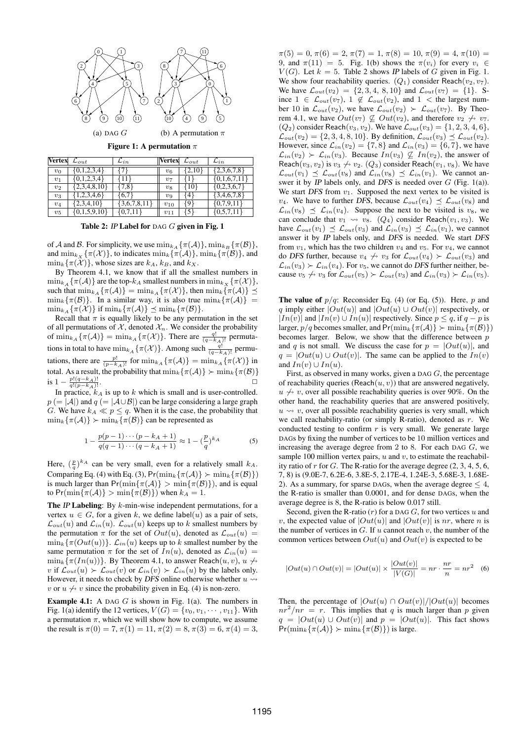(a) DAG $G$ (b) A permutation $\pi$

**Figure 1: A permutation $\pi$**

| Vertex | $\mathcal{L}_{out}$ | $\mathcal{L}_{in}$ | Vertex | $\mathcal{L}_{out}$ | $\mathcal{L}_{in}$ |
|---|---|---|---|---|---|
| $v_0$ | {0,1,2,3,4} | {7} | $v_6$ | {2,10} | {2,3,6,7,8} |
| $v_1$ | {0,1,2,3,4} | {11} | $v_7$ | {1} | {0,1,6,7,11} |
| $v_2$ | {2,3,4,8,10} | {7,8} | $v_8$ | {10} | {0,2,3,6,7} |
| $v_3$ | {1,2,3,4,6} | {6,7} | $v_9$ | {4} | {3,4,6,7,8} |
| $v_4$ | {2,3,4,10} | {3,6,7,8,11} | $v_{10}$ | {9} | {0,7,9,11} |
| $v_5$ | {0,1,5,9,10} | {0,7,11} | $v_{11}$ | {5} | {0,5,7,11} |

**Table 2: *IP* Label for DAG $G$ given in Fig. 1**

of $\mathcal{A}$ and $\mathcal{B}$. For simplicity, we use $\min_{k_A}\{\pi(\mathcal{A})\}, \min_{k_B}\{\pi(\mathcal{B})\}$, and $\min_{k_X}\{\pi(\mathcal{X})\}$, to indicates $\min_k\{\pi(\mathcal{A})\}, \min_k\{\pi(\mathcal{B})\}$, and $\min_k\{\pi(\mathcal{X})\}$, whose sizes are $k_A$, $k_B$, and $k_X$.

By Theorem 4.1, we know that if all the smallest numbers in $\min_{k_A}\{\pi(\mathcal{A})\}$ are the top-$k_A$ smallest numbers in $\min_{k_X}\{\pi(\mathcal{X})\}$, such that $\min_{k_A}\{\pi(\mathcal{A})\} = \min_{k_A}\{\pi(\mathcal{X})\}$, then $\min_k\{\pi(\mathcal{A})\} \preceq \min_k\{\pi(\mathcal{B})\}$. In a similar way, it is also true $\min_k\{\pi(\mathcal{A})\} = \min_k\{\pi(\mathcal{X})\}$ if $\min_k\{\pi(\mathcal{A})\} \preceq \min_k\{\pi(\mathcal{B})\}$.

Recall that $\pi$ is equally likely to be any permutation in the set of all permutations of $\mathcal{X}$, denoted $\mathcal{X}_n$. We consider the probability of $\min_{k_A}\{\pi(\mathcal{A})\} = \min_{k_A}\{\pi(\mathcal{X})\}$. There are $\frac{q!}{(q-k_A)!}$ permutations in total to have $\min_{k_A}\{\pi(\mathcal{X})\}$. Among such $\frac{q!}{(q-k_A)!}$ permutations, there are $\frac{p!}{(p-k_A)!}$ for $\min_{k_A}\{\pi(\mathcal{A})\} = \min_{k_A}\{\pi(\mathcal{X})\}$ in total. As a result, the probability that $\min_k\{\pi(\mathcal{A})\} \succ \min_k\{\pi(\mathcal{B})\}$ is $1 - \frac{p!(q-k_A)!}{q!(p-k_A)!}$. $\Box$

In practice, $k_A$ is up to $k$ which is small and is user-controlled. $p$ $(= |\mathcal{A}|)$ and $q$ $(= |\mathcal{A} \cup \mathcal{B}|)$ can be large considering a large graph $G$. We have $k_A \ll p \leq q$. When it is the case, the probability that $\min_k\{\pi(\mathcal{A})\} \succ \min_k\{\pi(\mathcal{B})\}$ can be represented as

$$1 - \frac{p(p-1)\cdots(p-k_A+1)}{q(q-1)\cdots(q-k_A+1)} \approx 1 - (\frac{p}{q})^{k_A} \quad (5)$$

Here, $(\frac{p}{q})^{k_A}$ can be very small, even for a relatively small $k_A$. Comparing Eq. (4) with Eq. (3), $\Pr(\min_k\{\pi(\mathcal{A})\} \succ \min_k\{\pi(\mathcal{B})\})$ is much larger than $\Pr(\min\{\pi(\mathcal{A})\} > \min\{\pi(\mathcal{B})\})$, and is equal to $\Pr(\min\{\pi(\mathcal{A})\} > \min\{\pi(\mathcal{B})\})$ when $k_A = 1$.

**The *IP* Labeling**: By $k$-min-wise independent permutations, for a vertex $u \in G$, for a given $k$, we define $\mathsf{label}(u)$ as a pair of sets, $\mathcal{L}_{out}(u)$ and $\mathcal{L}_{in}(u)$. $\mathcal{L}_{out}(u)$ keeps up to $k$ smallest numbers by the permutation $\pi$ for the set of $Out(u)$, denoted as $\mathcal{L}_{out}(u) = \min_k\{\pi(Out(u))\}$. $\mathcal{L}_{in}(u)$ keeps up to $k$ smallest number by the same permutation $\pi$ for the set of $In(u)$, denoted as $\mathcal{L}_{in}(u) = \min_k\{\pi(In(u))\}$. By Theorem 4.1, to answer $\mathsf{Reach}(u, v)$, $u \not\rightsquigarrow v$ if $\mathcal{L}_{out}(u) \succ \mathcal{L}_{out}(v)$ or $\mathcal{L}_{in}(v) \succ \mathcal{L}_{in}(u)$ by the labels only. However, it needs to check by *DFS* online otherwise whether $u \rightsquigarrow v$ or $u \not\rightsquigarrow v$ since the probability given in Eq. (4) is non-zero.

**Example 4.1:** A DAG $G$ is shown in Fig. 1(a). The numbers in Fig. 1(a) identify the 12 vertices, $V(G) = \{v_0, v_1, \cdots, v_{11}\}$. With a permutation $\pi$, which we will show how to compute, we assume the result is $\pi(0) = 7$, $\pi(1) = 11$, $\pi(2) = 8$, $\pi(3) = 6$, $\pi(4) = 3$, $\pi(5) = 0$, $\pi(6) = 2$, $\pi(7) = 1$, $\pi(8) = 10$, $\pi(9) = 4$, $\pi(10) = 9$, and $\pi(11) = 5$. Fig. 1(b) shows the $\pi(v_i)$ for every $v_i \in V(G)$. Let $k = 5$. Table 2 shows *IP* labels of $G$ given in Fig. 1. We show four reachability queries. $(Q_1)$ consider $\mathsf{Reach}(v_2, v_7)$. We have $\mathcal{L}_{out}(v_2) = \{2, 3, 4, 8, 10\}$ and $\mathcal{L}_{out}(v_7) = \{1\}$. Since $1 \in \mathcal{L}_{out}(v_7)$, $1 \notin \mathcal{L}_{out}(v_2)$, and $1 <$ the largest number 10 in $\mathcal{L}_{out}(v_2)$, we have $\mathcal{L}_{out}(v_2) \succ \mathcal{L}_{out}(v_7)$. By Theorem 4.1, we have $Out(v_7) \not\subseteq Out(v_2)$, and therefore $v_2 \not\rightsquigarrow v_7$. $(Q_2)$ consider $\mathsf{Reach}(v_3, v_2)$. We have $\mathcal{L}_{out}(v_3) = \{1, 2, 3, 4, 6\}$, $\mathcal{L}_{out}(v_2) = \{2, 3, 4, 8, 10\}$. By definition, $\mathcal{L}_{out}(v_3) \preceq \mathcal{L}_{out}(v_2)$. However, since $\mathcal{L}_{in}(v_2) = \{7, 8\}$ and $\mathcal{L}_{in}(v_3) = \{6, 7\}$, we have $\mathcal{L}_{in}(v_2) \succ \mathcal{L}_{in}(v_3)$. Because $In(v_3) \not\subseteq In(v_2)$, the answer of $\mathsf{Reach}(v_3, v_2)$ is $v_3 \not\rightsquigarrow v_2$. $(Q_3)$ consider $\mathsf{Reach}(v_1, v_8)$. We have $\mathcal{L}_{out}(v_1) \preceq \mathcal{L}_{out}(v_8)$ and $\mathcal{L}_{in}(v_8) \preceq \mathcal{L}_{in}(v_1)$. We cannot answer it by *IP* labels only, and *DFS* is needed over $G$ (Fig. 1(a)). We start *DFS* from $v_1$. Supposed the next vertex to be visited is $v_4$. We have to further *DFS*, because $\mathcal{L}_{out}(v_4) \preceq \mathcal{L}_{out}(v_8)$ and $\mathcal{L}_{in}(v_8) \preceq \mathcal{L}_{in}(v_4)$. Suppose the next to be visited is $v_8$, we can conclude that $v_1 \rightsquigarrow v_8$. $(Q_4)$ consider $\mathsf{Reach}(v_1, v_3)$. We have $\mathcal{L}_{out}(v_1) \preceq \mathcal{L}_{out}(v_3)$ and $\mathcal{L}_{in}(v_3) \preceq \mathcal{L}_{in}(v_1)$, we cannot answer it by *IP* labels only, and *DFS* is needed. We start *DFS* from $v_1$, which has the two children $v_4$ and $v_5$. For $v_4$, we cannot do *DFS* further, because $v_4 \not\rightsquigarrow v_3$ for $\mathcal{L}_{out}(v_4) \succ \mathcal{L}_{out}(v_3)$ and $\mathcal{L}_{in}(v_3) \succ \mathcal{L}_{in}(v_4)$. For $v_5$, we cannot do *DFS* further neither, because $v_5 \not\rightsquigarrow v_3$ for $\mathcal{L}_{out}(v_5) \succ \mathcal{L}_{out}(v_3)$ and $\mathcal{L}_{in}(v_3) \succ \mathcal{L}_{in}(v_5)$.

**The value of $p/q$**: Reconsider Eq. (4) (or Eq. (5)). Here, $p$ and $q$ imply either $|Out(u)|$ and $|Out(u) \cup Out(v)|$ respectively, or $|In(v)|$ and $|In(v) \cup In(u)|$ respectively. Since $p \leq q$, if $q - p$ is larger, $p/q$ becomes smaller, and $\Pr(\min_k\{\pi(\mathcal{A})\} \succ \min_k\{\pi(\mathcal{B})\})$ becomes larger. Below, we show that the difference between $p$ and $q$ is not small. We discuss the case for $p = |Out(u)|$, and $q = |Out(u) \cup Out(v)|$. The same can be applied to the $In(v)$ and $In(v) \cup In(u)$.

First, as observed in many works, given a DAG $G$, the percentage of reachability queries ($\mathsf{Reach}(u, v)$) that are answered negatively, $u \not\rightsquigarrow v$, over all possible reachability queries is over 90%. On the other hand, the reachability queries that are answered positively, $u \rightsquigarrow v$, over all possible reachability queries is very small, which we call reachability-ratio (or simply R-ratio), denoted as $r$. We conducted testing to confirm $r$ is very small. We generate large DAGs by fixing the number of vertices to be 10 million vertices and increasing the average degree from 2 to 8. For each DAG $G$, we sample 100 million vertex pairs, $u$ and $v$, to estimate the reachability ratio of $r$ for $G$. The R-ratio for the average degree (2, 3, 4, 5, 6, 7, 8) is (9.0E-7, 6.2E-6, 3.8E-5, 2.17E-4, 1.24E-3, 5.68E-3, 1.68E-2). As a summary, for sparse DAGs, when the average degree $\leq 4$, the R-ratio is smaller than 0.0001, and for dense DAGs, when the average degree is 8, the R-ratio is below 0.017 still.

Second, given the R-ratio ($r$) for a DAG $G$, for two vertices $u$ and $v$, the expected value of $|Out(u)|$ and $|Out(v)|$ is $nr$, where $n$ is the number of vertices in $G$. If $u$ cannot reach $v$, the number of the common vertices between $Out(u)$ and $Out(v)$ is expected to be

$$|Out(u) \cap Out(v)| = |Out(u)| \times \frac{|Out(v)|}{|V(G)|} = nr \cdot \frac{nr}{n} = nr^2 \quad (6)$$

Then, the percentage of $|Out(u) \cap Out(v)|/|Out(u)|$ becomes $nr^2/nr = r$. This implies that $q$ is much larger than $p$ given $q = |Out(u) \cup Out(v)|$ and $p = |Out(u)|$. This fact shows $\Pr(\min_k\{\pi(\mathcal{A})\} \succ \min_k\{\pi(\mathcal{B})\})$ is large.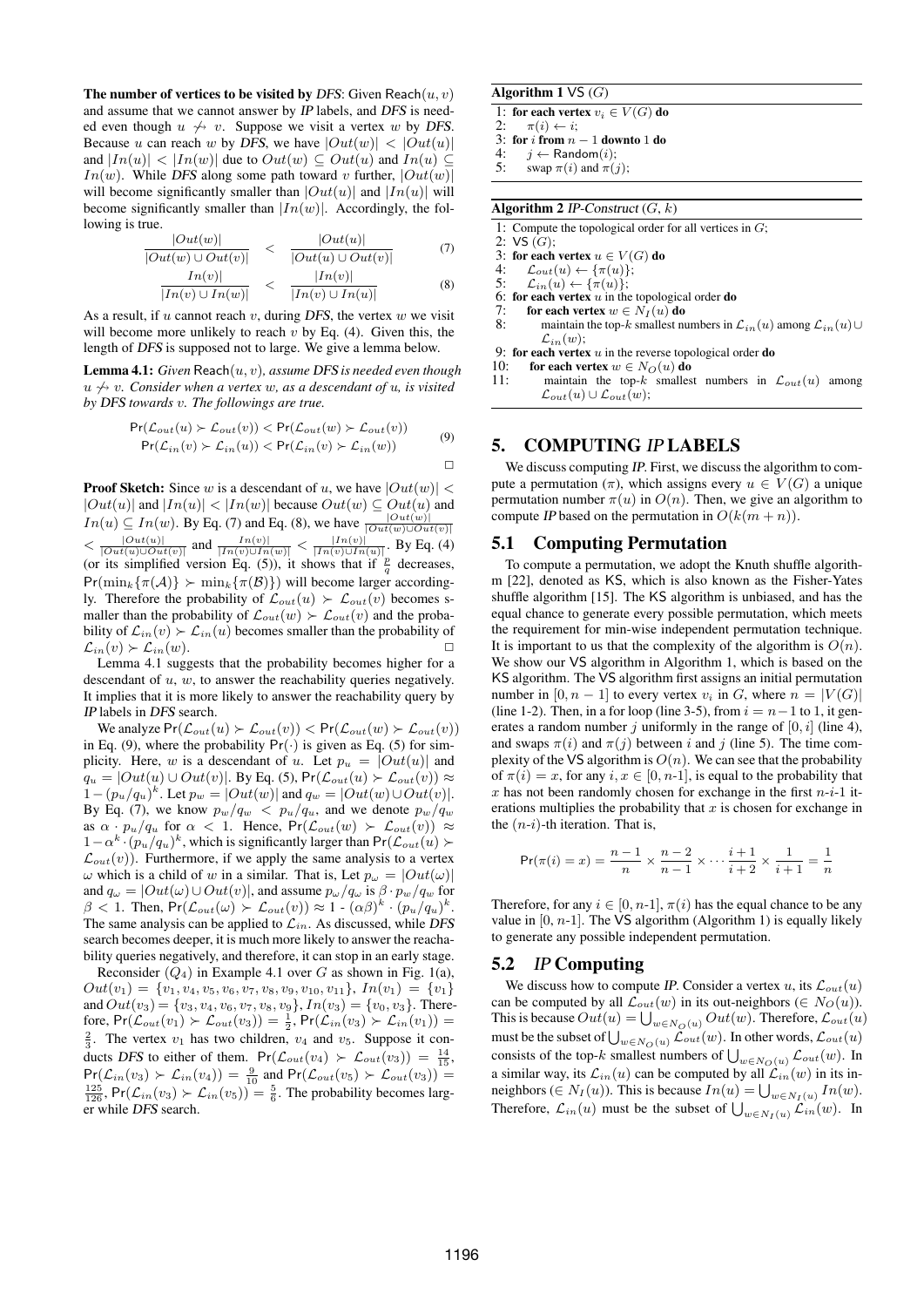**The number of vertices to be visited by *DFS*:** Given $\mathsf{Reach}(u, v)$ and assume that we cannot answer by *IP* labels, and *DFS* is needed even though $u \not\rightsquigarrow v$. Suppose we visit a vertex $w$ by *DFS*. Because $u$ can reach $w$ by *DFS*, we have $|Out(w)| < |Out(u)|$ and $|In(u)| < |In(w)|$ due to $Out(w) \subseteq Out(u)$ and $In(u) \subseteq In(w)$. While *DFS* along some path toward $v$ further, $|Out(w)|$ will become significantly smaller than $|Out(u)|$ and $|In(u)|$ will become significantly smaller than $|In(w)|$. Accordingly, the following is true.

$$\frac{|Out(w)|}{|Out(w) \cup Out(v)|} < \frac{|Out(u)|}{|Out(u) \cup Out(v)|} \tag{7}$$

$$\frac{In(v)|}{|In(v) \cup In(w)|} < \frac{|In(v)|}{|In(v) \cup In(u)|} \tag{8}$$

As a result, if $u$ cannot reach $v$, during *DFS*, the vertex $w$ we visit will become more unlikely to reach $v$ by Eq. (4). Given this, the length of *DFS* is supposed not to large. We give a lemma below.

**Lemma 4.1:** *Given* $\mathsf{Reach}(u, v)$*, assume DFS is needed even though* $u \not\rightsquigarrow v$*. Consider when a vertex* $w$*, as a descendant of* $u$*, is visited by DFS towards* $v$*. The followings are true.*

$$\begin{aligned}\Pr(\mathcal{L}_{out}(u) \succ \mathcal{L}_{out}(v)) &< \Pr(\mathcal{L}_{out}(w) \succ \mathcal{L}_{out}(v))\\ \Pr(\mathcal{L}_{in}(v) \succ \mathcal{L}_{in}(u)) &< \Pr(\mathcal{L}_{in}(v) \succ \mathcal{L}_{in}(w))\end{aligned} \tag{9}$$

□

**Proof Sketch:** Since $w$ is a descendant of $u$, we have $|Out(w)| < |Out(u)|$ and $|In(u)| < |In(w)|$ because $Out(w) \subseteq Out(u)$ and $In(u) \subseteq In(w)$. By Eq. (7) and Eq. (8), we have $\frac{|Out(w)|}{|Out(w) \cup Out(v)|} < \frac{|Out(u)|}{|Out(u) \cup Out(v)|}$ and $\frac{In(v)|}{|In(v) \cup In(w)|} < \frac{|In(v)|}{|In(v) \cup In(u)|}$. By Eq. (4) (or its simplified version Eq. (5)), it shows that if $\frac{p}{q}$ decreases, $\Pr(\min_k\{\pi(\mathcal{A})\} \succ \min_k\{\pi(\mathcal{B})\})$ will become larger accordingly. Therefore the probability of $\mathcal{L}_{out}(u) \succ \mathcal{L}_{out}(v)$ becomes smaller than the probability of $\mathcal{L}_{out}(w) \succ \mathcal{L}_{out}(v)$ and the probability of $\mathcal{L}_{in}(v) \succ \mathcal{L}_{in}(u)$ becomes smaller than the probability of $\mathcal{L}_{in}(v) \succ \mathcal{L}_{in}(w)$. □

Lemma 4.1 suggests that the probability becomes higher for a descendant of $u$, $w$, to answer the reachability queries negatively. It implies that it is more likely to answer the reachability query by *IP* labels in *DFS* search.

We analyze $\Pr(\mathcal{L}_{out}(u) \succ \mathcal{L}_{out}(v)) < \Pr(\mathcal{L}_{out}(w) \succ \mathcal{L}_{out}(v))$ in Eq. (9), where the probability $\Pr(\cdot)$ is given as Eq. (5) for simplicity. Here, $w$ is a descendant of $u$. Let $p_u = |Out(u)|$ and $q_u = |Out(u) \cup Out(v)|$. By Eq. (5), $\Pr(\mathcal{L}_{out}(u) \succ \mathcal{L}_{out}(v)) \approx 1 - (p_u/q_u)^k$. Let $p_w = |Out(w)|$ and $q_w = |Out(w) \cup Out(v)|$. By Eq. (7), we know $p_w/q_w < p_u/q_u$, and we denote $p_w/q_w$ as $\alpha \cdot p_u/q_u$ for $\alpha < 1$. Hence, $\Pr(\mathcal{L}_{out}(w) \succ \mathcal{L}_{out}(v)) \approx 1 - \alpha^k \cdot (p_u/q_u)^k$, which is significantly larger than $\Pr(\mathcal{L}_{out}(u) \succ \mathcal{L}_{out}(v))$. Furthermore, if we apply the same analysis to a vertex $\omega$ which is a child of $w$ in a similar. That is, Let $p_\omega = |Out(\omega)|$ and $q_\omega = |Out(\omega) \cup Out(v)|$, and assume $p_\omega/q_\omega$ is $\beta \cdot p_w/q_w$ for $\beta < 1$. Then, $\Pr(\mathcal{L}_{out}(\omega) \succ \mathcal{L}_{out}(v)) \approx 1 - (\alpha\beta)^k \cdot (p_u/q_u)^k$. The same analysis can be applied to $\mathcal{L}_{in}$. As discussed, while *DFS* search becomes deeper, it is much more likely to answer the reachability queries negatively, and therefore, it can stop in an early stage.

Reconsider $(Q_4)$ in Example 4.1 over $G$ as shown in Fig. 1(a), $Out(v_1) = \{v_1, v_4, v_5, v_6, v_7, v_8, v_9, v_{10}, v_{11}\}$, $In(v_1) = \{v_1\}$ and $Out(v_3) = \{v_3, v_4, v_6, v_7, v_8, v_9\}$, $In(v_3) = \{v_0, v_3\}$. Therefore, $\Pr(\mathcal{L}_{out}(v_1) \succ \mathcal{L}_{out}(v_3)) = \frac{1}{2}$, $\Pr(\mathcal{L}_{in}(v_3) \succ \mathcal{L}_{in}(v_1)) = \frac{2}{3}$. The vertex $v_1$ has two children, $v_4$ and $v_5$. Suppose it conducts *DFS* to either of them. $\Pr(\mathcal{L}_{out}(v_4) \succ \mathcal{L}_{out}(v_3)) = \frac{14}{15}$, $\Pr(\mathcal{L}_{in}(v_3) \succ \mathcal{L}_{in}(v_4)) = \frac{9}{10}$ and $\Pr(\mathcal{L}_{out}(v_5) \succ \mathcal{L}_{out}(v_3)) = \frac{125}{126}$, $\Pr(\mathcal{L}_{in}(v_3) \succ \mathcal{L}_{in}(v_5)) = \frac{5}{6}$. The probability becomes larger while *DFS* search.

**Algorithm 1** VS $(G)$

```
1: for each vertex v_i ∈ V(G) do
2:     π(i) ← i;
3: for i from n − 1 downto 1 do
4:     j ← Random(i);
5:     swap π(i) and π(j);
```

**Algorithm 2** *IP-Construct* $(G, k)$

```
1: Compute the topological order for all vertices in G;
2: VS (G);
3: for each vertex u ∈ V(G) do
4:     L_out(u) ← {π(u)};
5:     L_in(u) ← {π(u)};
6: for each vertex u in the topological order do
7:     for each vertex w ∈ N_I(u) do
8:         maintain the top-k smallest numbers in L_in(u) among L_in(u) ∪ L_in(w);
9: for each vertex u in the reverse topological order do
10:    for each vertex w ∈ N_O(u) do
11:        maintain the top-k smallest numbers in L_out(u) among L_out(u) ∪ L_out(w);
```

## 5. COMPUTING *IP* LABELS

We discuss computing *IP*. First, we discuss the algorithm to compute a permutation ($\pi$), which assigns every $u \in V(G)$ a unique permutation number $\pi(u)$ in $O(n)$. Then, we give an algorithm to compute *IP* based on the permutation in $O(k(m+n))$.

### 5.1 Computing Permutation

To compute a permutation, we adopt the Knuth shuffle algorithm [22], denoted as KS, which is also known as the Fisher-Yates shuffle algorithm [15]. The KS algorithm is unbiased, and has the equal chance to generate every possible permutation, which meets the requirement for min-wise independent permutation technique. It is important to us that the complexity of the algorithm is $O(n)$. We show our VS algorithm in Algorithm 1, which is based on the KS algorithm. The VS algorithm first assigns an initial permutation number in $[0, n-1]$ to every vertex $v_i$ in $G$, where $n = |V(G)|$ (line 1-2). Then, in a for loop (line 3-5), from $i = n-1$ to 1, it generates a random number $j$ uniformly in the range of $[0, i]$ (line 4), and swaps $\pi(i)$ and $\pi(j)$ between $i$ and $j$ (line 5). The time complexity of the VS algorithm is $O(n)$. We can see that the probability of $\pi(i) = x$, for any $i, x \in [0, n\text{-}1]$, is equal to the probability that $x$ has not been randomly chosen for exchange in the first $n$-$i$-1 iterations multiplies the probability that $x$ is chosen for exchange in the $(n$-$i)$-th iteration. That is,

$$\Pr(\pi(i) = x) = \frac{n-1}{n} \times \frac{n-2}{n-1} \times \cdots \frac{i+1}{i+2} \times \frac{1}{i+1} = \frac{1}{n}$$

Therefore, for any $i \in [0, n\text{-}1]$, $\pi(i)$ has the equal chance to be any value in $[0, n\text{-}1]$. The VS algorithm (Algorithm 1) is equally likely to generate any possible independent permutation.

### 5.2 *IP* Computing

We discuss how to compute *IP*. Consider a vertex $u$, its $\mathcal{L}_{out}(u)$ can be computed by all $\mathcal{L}_{out}(w)$ in its out-neighbors ($\in N_O(u)$). This is because $Out(u) = \bigcup_{w \in N_O(u)} Out(w)$. Therefore, $\mathcal{L}_{out}(u)$ must be the subset of $\bigcup_{w \in N_O(u)} \mathcal{L}_{out}(w)$. In other words, $\mathcal{L}_{out}(u)$ consists of the top-$k$ smallest numbers of $\bigcup_{w \in N_O(u)} \mathcal{L}_{out}(w)$. In a similar way, its $\mathcal{L}_{in}(u)$ can be computed by all $\mathcal{L}_{in}(w)$ in its in-neighbors ($\in N_I(u)$). This is because $In(u) = \bigcup_{w \in N_I(u)} In(w)$. Therefore, $\mathcal{L}_{in}(u)$ must be the subset of $\bigcup_{w \in N_I(u)} \mathcal{L}_{in}(w)$. In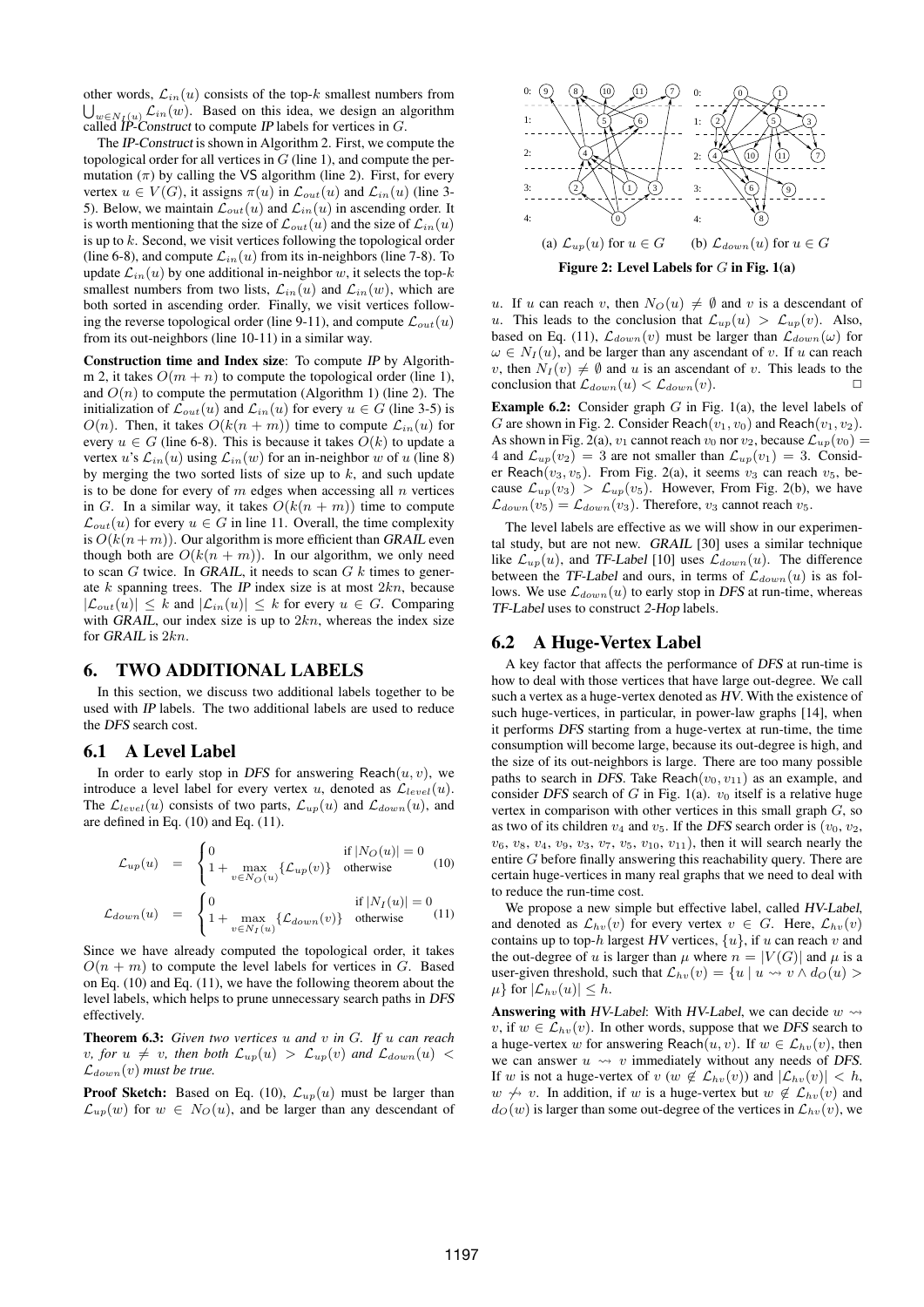other words, $\mathcal{L}_{in}(u)$ consists of the top-$k$ smallest numbers from $\bigcup_{w \in N_I(u)} \mathcal{L}_{in}(w)$. Based on this idea, we design an algorithm called *IP-Construct* to compute *IP* labels for vertices in $G$.

The *IP-Construct* is shown in Algorithm 2. First, we compute the topological order for all vertices in $G$ (line 1), and compute the permutation ($\pi$) by calling the VS algorithm (line 2). First, for every vertex $u \in V(G)$, it assigns $\pi(u)$ in $\mathcal{L}_{out}(u)$ and $\mathcal{L}_{in}(u)$ (line 3-5). Below, we maintain $\mathcal{L}_{out}(u)$ and $\mathcal{L}_{in}(u)$ in ascending order. It is worth mentioning that the size of $\mathcal{L}_{out}(u)$ and the size of $\mathcal{L}_{in}(u)$ is up to $k$. Second, we visit vertices following the topological order (line 6-8), and compute $\mathcal{L}_{in}(u)$ from its in-neighbors (line 7-8). To update $\mathcal{L}_{in}(u)$ by one additional in-neighbor $w$, it selects the top-$k$ smallest numbers from two lists, $\mathcal{L}_{in}(u)$ and $\mathcal{L}_{in}(w)$, which are both sorted in ascending order. Finally, we visit vertices following the reverse topological order (line 9-11), and compute $\mathcal{L}_{out}(u)$ from its out-neighbors (line 10-11) in a similar way.

**Construction time and Index size**: To compute *IP* by Algorithm 2, it takes $O(m + n)$ to compute the topological order (line 1), and $O(n)$ to compute the permutation (Algorithm 1) (line 2). The initialization of $\mathcal{L}_{out}(u)$ and $\mathcal{L}_{in}(u)$ for every $u \in G$ (line 3-5) is $O(n)$. Then, it takes $O(k(n + m))$ time to compute $\mathcal{L}_{in}(u)$ for every $u \in G$ (line 6-8). This is because it takes $O(k)$ to update a vertex $u$'s $\mathcal{L}_{in}(u)$ using $\mathcal{L}_{in}(w)$ for an in-neighbor $w$ of $u$ (line 8) by merging the two sorted lists of size up to $k$, and such update is to be done for every of $m$ edges when accessing all $n$ vertices in $G$. In a similar way, it takes $O(k(n + m))$ time to compute $\mathcal{L}_{out}(u)$ for every $u \in G$ in line 11. Overall, the time complexity is $O(k(n+m))$. Our algorithm is more efficient than *GRAIL* even though both are $O(k(n + m))$. In our algorithm, we only need to scan $G$ twice. In *GRAIL*, it needs to scan $G$ $k$ times to generate $k$ spanning trees. The *IP* index size is at most $2kn$, because $|\mathcal{L}_{out}(u)| \leq k$ and $|\mathcal{L}_{in}(u)| \leq k$ for every $u \in G$. Comparing with *GRAIL*, our index size is up to $2kn$, whereas the index size for *GRAIL* is $2kn$.

## 6. TWO ADDITIONAL LABELS

In this section, we discuss two additional labels together to be used with *IP* labels. The two additional labels are used to reduce the *DFS* search cost.

### 6.1 A Level Label

In order to early stop in *DFS* for answering $\mathsf{Reach}(u, v)$, we introduce a level label for every vertex $u$, denoted as $\mathcal{L}_{level}(u)$. The $\mathcal{L}_{level}(u)$ consists of two parts, $\mathcal{L}_{up}(u)$ and $\mathcal{L}_{down}(u)$, and are defined in Eq. (10) and Eq. (11).

$$\mathcal{L}_{up}(u) = \begin{cases} 0 & \text{if } |N_O(u)| = 0 \\ 1 + \max\limits_{v \in N_O(u)} \{\mathcal{L}_{up}(v)\} & \text{otherwise} \end{cases} \quad (10)$$

$$\mathcal{L}_{down}(u) = \begin{cases} 0 & \text{if } |N_I(u)| = 0 \\ 1 + \max\limits_{v \in N_I(u)} \{\mathcal{L}_{down}(v)\} & \text{otherwise} \end{cases} \quad (11)$$

Since we have already computed the topological order, it takes $O(n + m)$ to compute the level labels for vertices in $G$. Based on Eq. (10) and Eq. (11), we have the following theorem about the level labels, which helps to prune unnecessary search paths in *DFS* effectively.

**Theorem 6.3:** *Given two vertices $u$ and $v$ in $G$. If $u$ can reach $v$, for $u \neq v$, then both $\mathcal{L}_{up}(u) > \mathcal{L}_{up}(v)$ and $\mathcal{L}_{down}(u) < \mathcal{L}_{down}(v)$ must be true.*

**Proof Sketch:** Based on Eq. (10), $\mathcal{L}_{up}(u)$ must be larger than $\mathcal{L}_{up}(w)$ for $w \in N_O(u)$, and be larger than any descendant of $u$. If $u$ can reach $v$, then $N_O(u) \neq \emptyset$ and $v$ is a descendant of $u$. This leads to the conclusion that $\mathcal{L}_{up}(u) > \mathcal{L}_{up}(v)$. Also, based on Eq. (11), $\mathcal{L}_{down}(v)$ must be larger than $\mathcal{L}_{down}(\omega)$ for $\omega \in N_I(u)$, and be larger than any ascendant of $v$. If $u$ can reach $v$, then $N_I(v) \neq \emptyset$ and $u$ is an ascendant of $v$. This leads to the conclusion that $\mathcal{L}_{down}(u) < \mathcal{L}_{down}(v)$. □

(a) $\mathcal{L}_{up}(u)$ for $u \in G$ (b) $\mathcal{L}_{down}(u)$ for $u \in G$

**Figure 2: Level Labels for $G$ in Fig. 1(a)**

**Example 6.2:** Consider graph $G$ in Fig. 1(a), the level labels of $G$ are shown in Fig. 2. Consider $\mathsf{Reach}(v_1, v_0)$ and $\mathsf{Reach}(v_1, v_2)$. As shown in Fig. 2(a), $v_1$ cannot reach $v_0$ nor $v_2$, because $\mathcal{L}_{up}(v_0) = 4$ and $\mathcal{L}_{up}(v_2) = 3$ are not smaller than $\mathcal{L}_{up}(v_1) = 3$. Consider $\mathsf{Reach}(v_3, v_5)$. From Fig. 2(a), it seems $v_3$ can reach $v_5$, because $\mathcal{L}_{up}(v_3) > \mathcal{L}_{up}(v_5)$. However, From Fig. 2(b), we have $\mathcal{L}_{down}(v_5) = \mathcal{L}_{down}(v_3)$. Therefore, $v_3$ cannot reach $v_5$.

The level labels are effective as we will show in our experimental study, but are not new. *GRAIL* [30] uses a similar technique like $\mathcal{L}_{up}(u)$, and *TF-Label* [10] uses $\mathcal{L}_{down}(u)$. The difference between the *TF-Label* and ours, in terms of $\mathcal{L}_{down}(u)$ is as follows. We use $\mathcal{L}_{down}(u)$ to early stop in *DFS* at run-time, whereas *TF-Label* uses to construct *2-Hop* labels.

### 6.2 A Huge-Vertex Label

A key factor that affects the performance of *DFS* at run-time is how to deal with those vertices that have large out-degree. We call such a vertex as a huge-vertex denoted as *HV*. With the existence of such huge-vertices, in particular, in power-law graphs [14], when it performs *DFS* starting from a huge-vertex at run-time, the time consumption will become large, because its out-degree is high, and the size of its out-neighbors is large. There are too many possible paths to search in *DFS*. Take $\mathsf{Reach}(v_0, v_{11})$ as an example, and consider *DFS* search of $G$ in Fig. 1(a). $v_0$ itself is a relative huge vertex in comparison with other vertices in this small graph $G$, so as two of its children $v_4$ and $v_5$. If the *DFS* search order is ($v_0$, $v_2$, $v_6$, $v_8$, $v_4$, $v_9$, $v_3$, $v_7$, $v_5$, $v_{10}$, $v_{11}$), then it will search nearly the entire $G$ before finally answering this reachability query. There are certain huge-vertices in many real graphs that we need to deal with to reduce the run-time cost.

We propose a new simple but effective label, called *HV-Label*, and denoted as $\mathcal{L}_{hv}(v)$ for every vertex $v \in G$. Here, $\mathcal{L}_{hv}(v)$ contains up to top-$h$ largest *HV* vertices, $\{u\}$, if $u$ can reach $v$ and the out-degree of $u$ is larger than $\mu$ where $n = |V(G)|$ and $\mu$ is a user-given threshold, such that $\mathcal{L}_{hv}(v) = \{u \mid u \rightsquigarrow v \wedge d_O(u) > \mu\}$ for $|\mathcal{L}_{hv}(u)| \leq h$.

**Answering with** *HV-Label*: With *HV-Label*, we can decide $w \rightsquigarrow v$, if $w \in \mathcal{L}_{hv}(v)$. In other words, suppose that we *DFS* search to a huge-vertex $w$ for answering $\mathsf{Reach}(u, v)$. If $w \in \mathcal{L}_{hv}(v)$, then we can answer $u \rightsquigarrow v$ immediately without any needs of *DFS*. If $w$ is not a huge-vertex of $v$ ($w \notin \mathcal{L}_{hv}(v)$) and $|\mathcal{L}_{hv}(v)| < h$, $w \not\rightsquigarrow v$. In addition, if $w$ is a huge-vertex but $w \notin \mathcal{L}_{hv}(v)$ and $d_O(w)$ is larger than some out-degree of the vertices in $\mathcal{L}_{hv}(v)$, we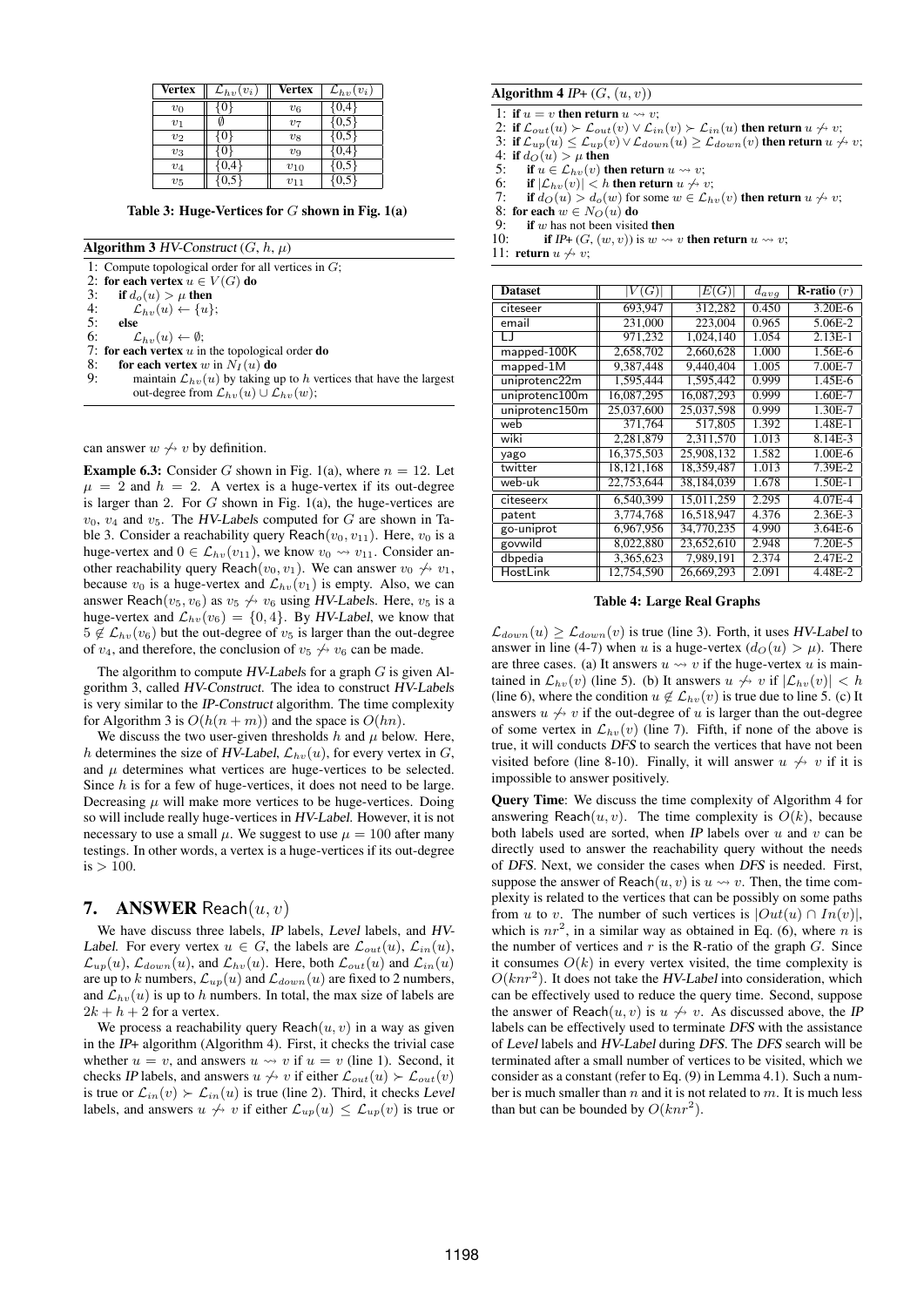| Vertex | $\mathcal{L}_{hv}(v_i)$ | Vertex | $\mathcal{L}_{hv}(v_i)$ |
|---|---|---|---|
| $v_0$ | {0} | $v_6$ | {0,4} |
| $v_1$ | $\emptyset$ | $v_7$ | {0,5} |
| $v_2$ | {0} | $v_8$ | {0,5} |
| $v_3$ | {0} | $v_9$ | {0,4} |
| $v_4$ | {0,4} | $v_{10}$ | {0,5} |
| $v_5$ | {0,5} | $v_{11}$ | {0,5} |

**Table 3: Huge-Vertices for $G$ shown in Fig. 1(a)**

**Algorithm 3** *HV-Construct* $(G, h, \mu)$

```
1: Compute topological order for all vertices in G;
2: for each vertex u ∈ V(G) do
3:    if d_o(u) > μ then
4:       L_hv(u) ← {u};
5:    else
6:       L_hv(u) ← ∅;
7: for each vertex u in the topological order do
8:    for each vertex w in N_I(u) do
9:       maintain L_hv(u) by taking up to h vertices that have the largest
         out-degree from L_hv(u) ∪ L_hv(w);
```

can answer $w \not\rightsquigarrow v$ by definition.

**Example 6.3:** Consider $G$ shown in Fig. 1(a), where $n = 12$. Let $\mu = 2$ and $h = 2$. A vertex is a huge-vertex if its out-degree is larger than 2. For $G$ shown in Fig. 1(a), the huge-vertices are $v_0$, $v_4$ and $v_5$. The *HV-Labels* computed for $G$ are shown in Table 3. Consider a reachability query $\mathsf{Reach}(v_0, v_{11})$. Here, $v_0$ is a huge-vertex and $0 \in \mathcal{L}_{hv}(v_{11})$, we know $v_0 \rightsquigarrow v_{11}$. Consider another reachability query $\mathsf{Reach}(v_0, v_1)$. We can answer $v_0 \not\rightsquigarrow v_1$, because $v_0$ is a huge-vertex and $\mathcal{L}_{hv}(v_1)$ is empty. Also, we can answer $\mathsf{Reach}(v_5, v_6)$ as $v_5 \not\rightsquigarrow v_6$ using *HV-Labels*. Here, $v_5$ is a huge-vertex and $\mathcal{L}_{hv}(v_6) = \{0, 4\}$. By *HV-Label*, we know that $5 \notin \mathcal{L}_{hv}(v_6)$ but the out-degree of $v_5$ is larger than the out-degree of $v_4$, and therefore, the conclusion of $v_5 \not\rightsquigarrow v_6$ can be made.

The algorithm to compute *HV-Labels* for a graph $G$ is given Algorithm 3, called *HV-Construct*. The idea to construct *HV-Labels* is very similar to the *IP-Construct* algorithm. The time complexity for Algorithm 3 is $O(h(n + m))$ and the space is $O(hn)$.

We discuss the two user-given thresholds $h$ and $\mu$ below. Here, $h$ determines the size of *HV-Label*, $\mathcal{L}_{hv}(u)$, for every vertex in $G$, and $\mu$ determines what vertices are huge-vertices to be selected. Since $h$ is for a few of huge-vertices, it does not need to be large. Decreasing $\mu$ will make more vertices to be huge-vertices. Doing so will include really huge-vertices in *HV-Label*. However, it is not necessary to use a small $\mu$. We suggest to use $\mu = 100$ after many testings. In other words, a vertex is a huge-vertex if its out-degree is $> 100$.

## 7. ANSWER $\mathsf{Reach}(u, v)$

We have discuss three labels, *IP* labels, *Level* labels, and *HV-Label*. For every vertex $u \in G$, the labels are $\mathcal{L}_{out}(u)$, $\mathcal{L}_{in}(u)$, $\mathcal{L}_{up}(u)$, $\mathcal{L}_{down}(u)$, and $\mathcal{L}_{hv}(u)$. Here, both $\mathcal{L}_{out}(u)$ and $\mathcal{L}_{in}(u)$ are up to $k$ numbers, $\mathcal{L}_{up}(u)$ and $\mathcal{L}_{down}(u)$ are fixed to 2 numbers, and $\mathcal{L}_{hv}(u)$ is up to $h$ numbers. In total, the max size of labels are $2k + h + 2$ for a vertex.

We process a reachability query $\mathsf{Reach}(u, v)$ in a way as given in the *IP+* algorithm (Algorithm 4). First, it checks the trivial case whether $u = v$, and answers $u \rightsquigarrow v$ if $u = v$ (line 1). Second, it checks *IP* labels, and answers $u \not\rightsquigarrow v$ if either $\mathcal{L}_{out}(u) \succ \mathcal{L}_{out}(v)$ is true or $\mathcal{L}_{in}(v) \succ \mathcal{L}_{in}(u)$ is true (line 2). Third, it checks *Level* labels, and answers $u \not\rightsquigarrow v$ if either $\mathcal{L}_{up}(u) \leq \mathcal{L}_{up}(v)$ is true or $\mathcal{L}_{down}(u) \geq \mathcal{L}_{down}(v)$ is true (line 3). Forth, it uses *HV-Label* to answer in line (4-7) when $u$ is a huge-vertex ($d_O(u) > \mu$). There are three cases. (a) It answers $u \rightsquigarrow v$ if the huge-vertex $u$ is maintained in $\mathcal{L}_{hv}(v)$ (line 5). (b) It answers $u \not\rightsquigarrow v$ if $|\mathcal{L}_{hv}(v)| < h$ (line 6), where the condition $u \notin \mathcal{L}_{hv}(v)$ is true due to line 5. (c) It answers $u \not\rightsquigarrow v$ if the out-degree of $u$ is larger than the out-degree of some vertex in $\mathcal{L}_{hv}(v)$ (line 7). Fifth, if none of the above is true, it will conducts *DFS* to search the vertices that have not been visited before (line 8-10). Finally, it will answer $u \not\rightsquigarrow v$ if it is impossible to answer positively.

**Query Time**: We discuss the time complexity of Algorithm 4 for answering $\mathsf{Reach}(u, v)$. The time complexity is $O(k)$, because both labels used are sorted, when *IP* labels over $u$ and $v$ can be directly used to answer the reachability query without the needs of *DFS*. Next, we consider the cases when *DFS* is needed. First, suppose the answer of $\mathsf{Reach}(u, v)$ is $u \rightsquigarrow v$. Then, the time complexity is related to the vertices that can be possibly on some paths from $u$ to $v$. The number of such vertices is $|Out(u) \cap In(v)|$, which is $nr^2$, in a similar way as obtained in Eq. (6), where $n$ is the number of vertices and $r$ is the R-ratio of the graph $G$. Since it consumes $O(k)$ in every vertex visited, the time complexity is $O(knr^2)$. It does not take the *HV-Label* into consideration, which can be effectively used to reduce the query time. Second, suppose the answer of $\mathsf{Reach}(u, v)$ is $u \not\rightsquigarrow v$. As discussed above, the *IP* labels can be effectively used to terminate *DFS* with the assistance of *Level* labels and *HV-Label* during *DFS*. The *DFS* search will be terminated after a small number of vertices to be visited, which we consider as a constant (refer to Eq. (9) in Lemma 4.1). Such a number is much smaller than $n$ and it is not related to $m$. It is much less than but can be bounded by $O(knr^2)$.

**Algorithm 4** *IP+* $(G, (u, v))$

```
1: if u = v then return u ⇝ v;
2: if L_out(u) ≻ L_out(v) ∨ L_in(v) ≻ L_in(u) then return u ↛ v;
3: if L_up(u) ≤ L_up(v) ∨ L_down(u) ≥ L_down(v) then return u ↛ v;
4: if d_O(u) > μ then
5:    if u ∈ L_hv(v) then return u ⇝ v;
6:    if |L_hv(v)| < h then return u ↛ v;
7:    if d_O(u) > d_o(w) for some w ∈ L_hv(v) then return u ↛ v;
8: for each w ∈ N_O(u) do
9:    if w has not been visited then
10:      if IP+ (G, (w, v)) is w ⇝ v then return u ⇝ v;
11: return u ↛ v;
```

| Dataset | $\|V(G)\|$ | $\|E(G)\|$ | $d_{avg}$ | R-ratio ($r$) |
|---|---|---|---|---|
| citeseer | 693,947 | 312,282 | 0.450 | 3.20E-6 |
| email | 231,000 | 223,004 | 0.965 | 5.06E-2 |
| LJ | 971,232 | 1,024,140 | 1.054 | 2.13E-1 |
| mapped-100K | 2,658,702 | 2,660,628 | 1.000 | 1.56E-6 |
| mapped-1M | 9,387,448 | 9,440,404 | 1.005 | 7.00E-7 |
| uniprotenc22m | 1,595,444 | 1,595,442 | 0.999 | 1.45E-6 |
| uniprotenc100m | 16,087,295 | 16,087,293 | 0.999 | 1.60E-7 |
| uniprotenc150m | 25,037,600 | 25,037,598 | 0.999 | 1.30E-7 |
| web | 371,764 | 517,805 | 1.392 | 1.48E-1 |
| wiki | 2,281,879 | 2,311,570 | 1.013 | 8.14E-3 |
| yago | 16,375,503 | 25,908,132 | 1.582 | 1.00E-6 |
| twitter | 18,121,168 | 18,359,487 | 1.013 | 7.39E-2 |
| web-uk | 22,753,644 | 38,184,039 | 1.678 | 1.50E-1 |
| citeseerx | 6,540,399 | 15,011,259 | 2.295 | 4.07E-4 |
| patent | 3,774,768 | 16,518,947 | 4.376 | 2.36E-3 |
| go-uniprot | 6,967,956 | 34,770,235 | 4.990 | 3.64E-6 |
| govwild | 8,022,880 | 23,652,610 | 2.948 | 7.20E-5 |
| dbpedia | 3,365,623 | 7,989,191 | 2.374 | 2.47E-2 |
| HostLink | 12,754,590 | 26,669,293 | 2.091 | 4.48E-2 |

**Table 4: Large Real Graphs**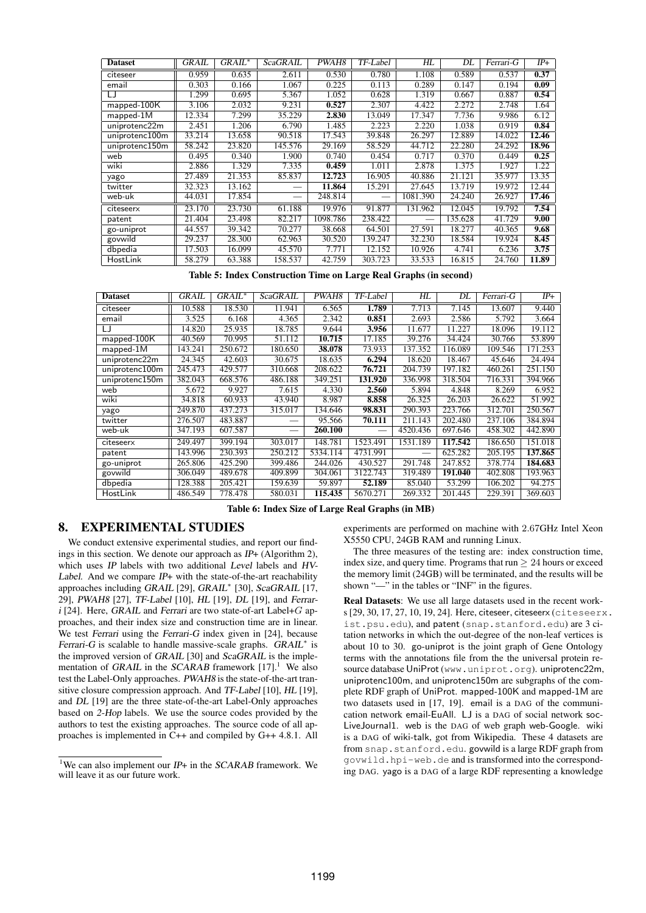| Dataset | *GRAIL* | *GRAIL*\* | *ScaGRAIL* | *PWAH8* | *TF-Label* | *HL* | *DL* | *Ferrari-G* | *IP+* |
|---|---|---|---|---|---|---|---|---|---|
| citeseer | 0.959 | 0.635 | 2.611 | 0.530 | 0.780 | 1.108 | 0.589 | 0.537 | **0.37** |
| email | 0.303 | 0.166 | 1.067 | 0.225 | 0.113 | 0.289 | 0.147 | 0.194 | **0.09** |
| LJ | 1.299 | 0.695 | 5.367 | 1.052 | 0.628 | 1.319 | 0.667 | 0.887 | **0.54** |
| mapped-100K | 3.106 | 2.032 | 9.231 | **0.527** | 2.307 | 4.422 | 2.272 | 2.748 | 1.64 |
| mapped-1M | 12.334 | 7.299 | 35.229 | **2.830** | 13.049 | 17.347 | 7.736 | 9.986 | 6.12 |
| uniprotenc22m | 2.451 | 1.206 | 6.790 | 1.485 | 2.223 | 2.220 | 1.038 | 0.919 | **0.84** |
| uniprotenc100m | 33.214 | 13.658 | 90.518 | 17.543 | 39.848 | 26.297 | 12.889 | 14.022 | **12.46** |
| uniprotenc150m | 58.242 | 23.820 | 145.576 | 29.169 | 58.529 | 44.712 | 22.280 | 24.292 | **18.96** |
| web | 0.495 | 0.340 | 1.900 | 0.740 | 0.454 | 0.717 | 0.370 | 0.449 | **0.25** |
| wiki | 2.886 | 1.329 | 7.335 | **0.459** | 1.011 | 2.878 | 1.375 | 1.927 | 1.22 |
| yago | 27.489 | 21.353 | 85.837 | **12.723** | 16.905 | 40.886 | 21.121 | 35.977 | 13.35 |
| twitter | 32.323 | 13.162 | — | **11.864** | 15.291 | 27.645 | 13.719 | 19.972 | 12.44 |
| web-uk | 44.031 | 17.854 | — | 248.814 | — | 1081.390 | 24.240 | 26.927 | **17.46** |
| citeseerx | 23.170 | 23.730 | 61.188 | 19.976 | 91.877 | 131.962 | 12.045 | 19.792 | **7.54** |
| patent | 21.404 | 23.498 | 82.217 | 1098.786 | 238.422 | — | 135.628 | 41.729 | **9.00** |
| go-uniprot | 44.557 | 39.342 | 70.277 | 38.668 | 64.501 | 27.591 | 18.277 | 40.365 | **9.68** |
| govwild | 29.237 | 28.300 | 62.963 | 30.520 | 139.247 | 32.230 | 18.584 | 19.924 | **8.45** |
| dbpedia | 17.503 | 16.099 | 45.570 | 7.771 | 12.152 | 10.926 | 4.741 | 6.236 | **3.75** |
| HostLink | 58.279 | 63.388 | 158.537 | 42.759 | 303.723 | 33.533 | 16.815 | 24.760 | **11.89** |

**Table 5: Index Construction Time on Large Real Graphs (in second)**

| Dataset | *GRAIL* | *GRAIL*\* | *ScaGRAIL* | *PWAH8* | *TF-Label* | *HL* | *DL* | *Ferrari-G* | *IP+* |
|---|---|---|---|---|---|---|---|---|---|
| citeseer | 10.588 | 18.530 | 11.941 | 6.565 | **1.789** | 7.713 | 7.145 | 13.607 | 9.440 |
| email | 3.525 | 6.168 | 4.365 | 2.342 | **0.851** | 2.693 | 2.586 | 5.792 | 3.664 |
| LJ | 14.820 | 25.935 | 18.785 | 9.644 | **3.956** | 11.677 | 11.227 | 18.096 | 19.112 |
| mapped-100K | 40.569 | 70.995 | 51.112 | **10.715** | 17.185 | 39.276 | 34.424 | 30.766 | 53.899 |
| mapped-1M | 143.241 | 250.672 | 180.650 | **38.078** | 73.933 | 137.352 | 116.089 | 109.546 | 171.253 |
| uniprotenc22m | 24.345 | 42.603 | 30.675 | 18.635 | **6.294** | 18.620 | 18.467 | 45.646 | 24.494 |
| uniprotenc100m | 245.473 | 429.577 | 310.668 | 208.622 | **76.721** | 204.739 | 197.182 | 460.261 | 251.150 |
| uniprotenc150m | 382.043 | 668.576 | 486.188 | 349.251 | **131.920** | 336.998 | 318.504 | 716.331 | 394.966 |
| web | 5.672 | 9.927 | 7.615 | 4.330 | **2.560** | 5.894 | 4.848 | 8.269 | 6.952 |
| wiki | 34.818 | 60.933 | 43.940 | 8.987 | **8.858** | 26.325 | 26.203 | 26.622 | 51.992 |
| yago | 249.870 | 437.273 | 315.017 | 134.646 | **98.831** | 290.393 | 223.766 | 312.701 | 250.567 |
| twitter | 276.507 | 483.887 | — | 95.566 | **70.111** | 211.143 | 202.480 | 237.106 | 384.894 |
| web-uk | 347.193 | 607.587 | — | **260.100** | — | 4520.436 | 697.646 | 458.302 | 442.890 |
| citeseerx | 249.497 | 399.194 | 303.017 | 148.781 | 1523.491 | 1531.189 | **117.542** | 186.650 | 151.018 |
| patent | 143.996 | 230.393 | 250.212 | 5334.114 | 4731.991 | — | 625.282 | 205.195 | **137.865** |
| go-uniprot | 265.806 | 425.290 | 399.486 | 244.026 | 430.527 | 291.748 | 247.852 | 378.774 | **184.683** |
| govwild | 306.049 | 489.678 | 409.899 | 304.061 | 3122.743 | 319.489 | **191.040** | 402.808 | 193.963 |
| dbpedia | 128.388 | 205.421 | 159.639 | 59.897 | **52.189** | 85.040 | 53.299 | 106.202 | 94.275 |
| HostLink | 486.549 | 778.478 | 580.031 | **115.435** | 5670.271 | 269.332 | 201.445 | 229.391 | 369.603 |

**Table 6: Index Size of Large Real Graphs (in MB)**

## 8. EXPERIMENTAL STUDIES

We conduct extensive experimental studies, and report our findings in this section. We denote our approach as *IP+* (Algorithm 2), which uses *IP* labels with two additional *Level* labels and *HV-Label*. And we compare *IP+* with the state-of-the-art reachability approaches including *GRAIL* [29], *GRAIL*\* [30], *ScaGRAIL* [17, 29], *PWAH8* [27], *TF-Label* [10], *HL* [19], *DL* [19], and *Ferrari* [24]. Here, *GRAIL* and *Ferrari* are two state-of-art Label+$G$ approaches, and their index size and construction time are in linear. We test *Ferrari* using the *Ferrari-G* index given in [24], because *Ferrari-G* is scalable to handle massive-scale graphs. *GRAIL*\* is the improved version of *GRAIL* [30] and *ScaGRAIL* is the implementation of *GRAIL* in the *SCARAB* framework [17].[1] We also test the Label-Only approaches. *PWAH8* is the state-of-the-art transitive closure compression approach. And *TF-Label* [10], *HL* [19], and *DL* [19] are the three state-of-the-art Label-Only approaches based on *2-Hop* labels. We use the source codes provided by the authors to test the existing approaches. The source code of all approaches is implemented in C++ and compiled by G++ 4.8.1. All experiments are performed on machine with 2.67GHz Intel Xeon X5550 CPU, 24GB RAM and running Linux.

[1] We can also implement our *IP+* in the *SCARAB* framework. We will leave it as our future work.

The three measures of the testing are: index construction time, index size, and query time. Programs that run $\geq 24$ hours or exceed the memory limit (24GB) will be terminated, and the results will be shown "—" in the tables or "INF" in the figures.

**Real Datasets**: We use all large datasets used in the recent works [29, 30, 17, 27, 10, 19, 24]. Here, citeseer, citeseerx (`citeseerx.ist.psu.edu`), and patent (`snap.stanford.edu`) are 3 citation networks in which the out-degree of the non-leaf vertices is about 10 to 30. go-uniprot is the joint graph of Gene Ontology terms with the annotations file from the the universal protein resource database UniProt (`www.uniprot.org`). uniprotenc22m, uniprotenc100m, and uniprotenc150m are subgraphs of the complete RDF graph of UniProt. mapped-100K and mapped-1M are two datasets used in [17, 19]. email is a DAG of the communication network email-EuAll. LJ is a DAG of social network soc-LiveJournal1. web is the DAG of web graph web-Google. wiki is a DAG of wiki-talk, got from Wikipedia. These 4 datasets are from `snap.stanford.edu`. govwild is a large RDF graph from `govwild.hpi-web.de` and is transformed into the corresponding DAG. yago is a DAG of a large RDF representing a knowledge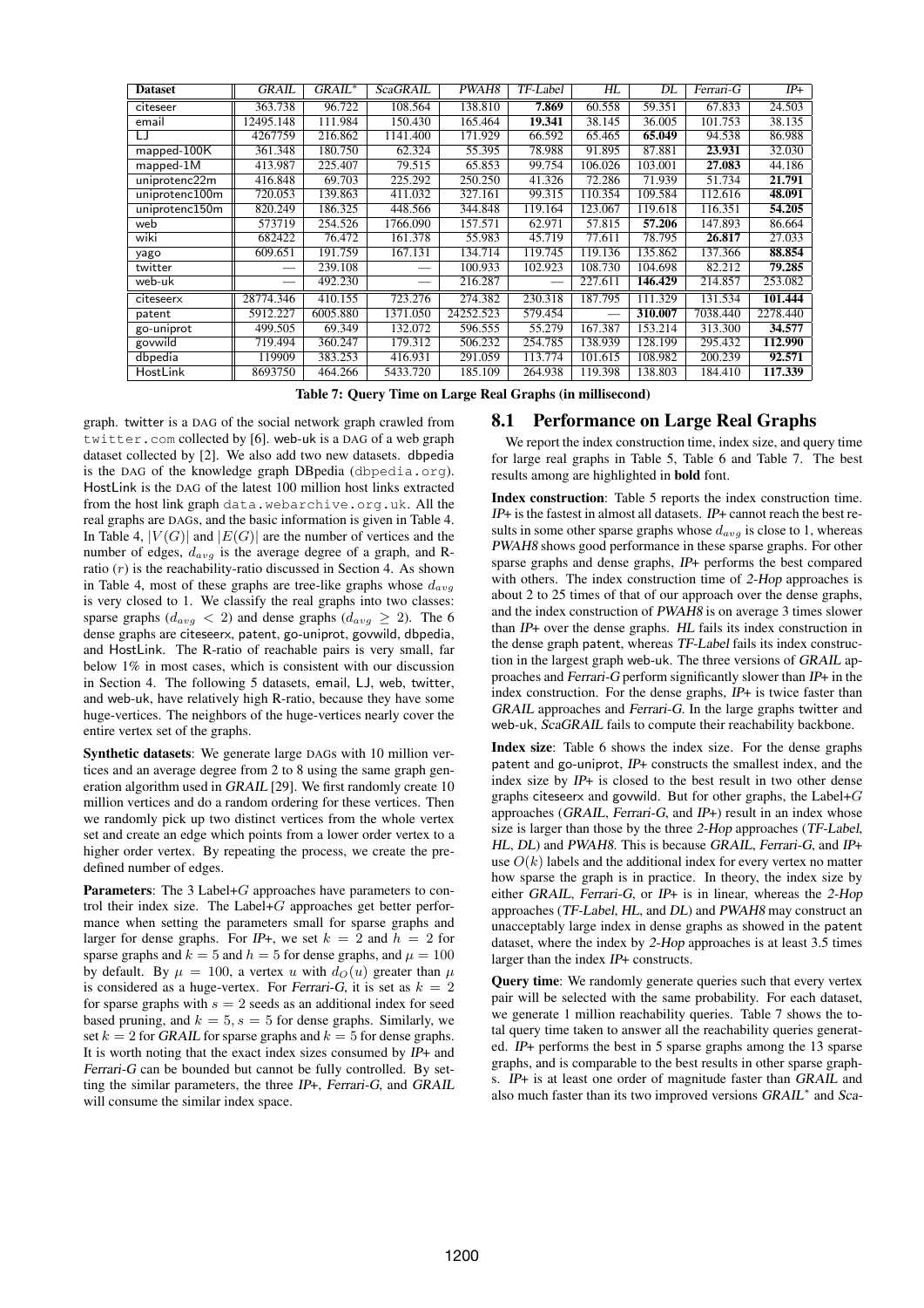| Dataset | GRAIL | GRAIL* | ScaGRAIL | PWAH8 | TF-Label | HL | DL | Ferrari-G | IP+ |
|---|---|---|---|---|---|---|---|---|---|
| citeseer | 363.738 | 96.722 | 108.564 | 138.810 | **7.869** | 60.558 | 59.351 | 67.833 | 24.503 |
| email | 12495.148 | 111.984 | 150.430 | 165.464 | **19.341** | 38.145 | 36.005 | 101.753 | 38.135 |
| LJ | 4267759 | 216.862 | 1141.400 | 171.929 | 66.592 | 65.465 | **65.049** | 94.538 | 86.988 |
| mapped-100K | 361.348 | 180.750 | 62.324 | 55.395 | 78.988 | 91.895 | 87.881 | **23.931** | 32.030 |
| mapped-1M | 413.987 | 225.407 | 79.515 | 65.853 | 99.754 | 106.026 | 103.001 | **27.083** | 44.186 |
| uniprotenc22m | 416.848 | 69.703 | 225.292 | 250.250 | 41.326 | 72.286 | 71.939 | 51.734 | **21.791** |
| uniprotenc100m | 720.053 | 139.863 | 411.032 | 327.161 | 99.315 | 110.354 | 109.584 | 112.616 | **48.091** |
| uniprotenc150m | 820.249 | 186.325 | 448.566 | 344.848 | 119.164 | 123.067 | 119.618 | 116.351 | **54.205** |
| web | 573719 | 254.526 | 1766.090 | 157.571 | 62.971 | 57.815 | **57.206** | 147.893 | 86.664 |
| wiki | 682422 | 76.472 | 161.378 | 55.983 | 45.719 | 77.611 | 78.795 | **26.817** | 27.033 |
| yago | 609.651 | 191.759 | 167.131 | 134.714 | 119.745 | 119.136 | 135.862 | 137.366 | **88.854** |
| twitter | — | 239.108 | — | 100.933 | 102.923 | 108.730 | 104.698 | 82.212 | **79.285** |
| web-uk | — | 492.230 | — | 216.287 | — | 227.611 | **146.429** | 214.857 | 253.082 |
| citeseerx | 28774.346 | 410.155 | 723.276 | 274.382 | 230.318 | 187.795 | 111.329 | 131.534 | **101.444** |
| patent | 5912.227 | 6005.880 | 1371.050 | 24252.523 | 579.454 | — | **310.007** | 7038.440 | 2278.440 |
| go-uniprot | 499.505 | 69.349 | 132.072 | 596.555 | 55.279 | 167.387 | 153.214 | 313.300 | **34.577** |
| govwild | 719.494 | 360.247 | 179.312 | 506.232 | 254.785 | 138.939 | 128.199 | 295.432 | **112.990** |
| dbpedia | 119909 | 383.253 | 416.931 | 291.059 | 113.774 | 101.615 | 108.982 | 200.239 | **92.571** |
| HostLink | 8693750 | 464.266 | 5433.720 | 185.109 | 264.938 | 119.398 | 138.803 | 184.410 | **117.339** |

**Table 7: Query Time on Large Real Graphs (in millisecond)**

graph. twitter is a DAG of the social network graph crawled from twitter.com collected by [6]. web-uk is a DAG of a web graph dataset collected by [2]. We also add two new datasets. dbpedia is the DAG of the knowledge graph DBpedia (dbpedia.org). HostLink is the DAG of the latest 100 million host links extracted from the host link graph data.webarchive.org.uk. All the real graphs are DAGs, and the basic information is given in Table 4. In Table 4, $|V(G)|$ and $|E(G)|$ are the number of vertices and the number of edges, $d_{avg}$ is the average degree of a graph, and R-ratio ($r$) is the reachability-ratio discussed in Section 4. As shown in Table 4, most of these graphs are tree-like graphs whose $d_{avg}$ is very closed to 1. We classify the real graphs into two classes: sparse graphs ($d_{avg} < 2$) and dense graphs ($d_{avg} \geq 2$). The 6 dense graphs are citeseerx, patent, go-uniprot, govwild, dbpedia, and HostLink. The R-ratio of reachable pairs is very small, far below 1% in most cases, which is consistent with our discussion in Section 4. The following 5 datasets, email, LJ, web, twitter, and web-uk, have relatively high R-ratio, because they have some huge-vertices. The neighbors of the huge-vertices nearly cover the entire vertex set of the graphs.

**Synthetic datasets**: We generate large DAGs with 10 million vertices and an average degree from 2 to 8 using the same graph generation algorithm used in *GRAIL* [29]. We first randomly create 10 million vertices and do a random ordering for these vertices. Then we randomly pick up two distinct vertices from the whole vertex set and create an edge which points from a lower order vertex to a higher order vertex. By repeating the process, we create the predefined number of edges.

**Parameters**: The 3 Label+$G$ approaches have parameters to control their index size. The Label+$G$ approaches get better performance when setting the parameters small for sparse graphs and larger for dense graphs. For *IP+*, we set $k = 2$ and $h = 2$ for sparse graphs and $k = 5$ and $h = 5$ for dense graphs, and $\mu = 100$ by default. By $\mu = 100$, a vertex $u$ with $d_O(u)$ greater than $\mu$ is considered as a huge-vertex. For *Ferrari-G*, it is set as $k = 2$ for sparse graphs with $s = 2$ seeds as an additional index for seed based pruning, and $k = 5, s = 5$ for dense graphs. Similarly, we set $k = 2$ for *GRAIL* for sparse graphs and $k = 5$ for dense graphs. It is worth noting that the exact index sizes consumed by *IP+* and *Ferrari-G* can be bounded but cannot be fully controlled. By setting the similar parameters, the three *IP+*, *Ferrari-G*, and *GRAIL* will consume the similar index space.

## 8.1 Performance on Large Real Graphs

We report the index construction time, index size, and query time for large real graphs in Table 5, Table 6 and Table 7. The best results among are highlighted in **bold** font.

**Index construction**: Table 5 reports the index construction time. *IP+* is the fastest in almost all datasets. *IP+* cannot reach the best results in some other sparse graphs whose $d_{avg}$ is close to 1, whereas *PWAH8* shows good performance in these sparse graphs. For other sparse graphs and dense graphs, *IP+* performs the best compared with others. The index construction time of *2-Hop* approaches is about 2 to 25 times of that of our approach over the dense graphs, and the index construction of *PWAH8* is on average 3 times slower than *IP+* over the dense graphs. *HL* fails its index construction in the dense graph patent, whereas *TF-Label* fails its index construction in the largest graph web-uk. The three versions of *GRAIL* approaches and *Ferrari-G* perform significantly slower than *IP+* in the index construction. For the dense graphs, *IP+* is twice faster than *GRAIL* approaches and *Ferrari-G*. In the large graphs twitter and web-uk, *ScaGRAIL* fails to compute their reachability backbone.

**Index size**: Table 6 shows the index size. For the dense graphs patent and go-uniprot, *IP+* constructs the smallest index, and the index size by *IP+* is closed to the best result in two other dense graphs citeseerx and govwild. But for other graphs, the Label+$G$ approaches (*GRAIL*, *Ferrari-G*, and *IP+*) result in an index whose size is larger than those by the three *2-Hop* approaches (*TF-Label*, *HL*, *DL*) and *PWAH8*. This is because *GRAIL*, *Ferrari-G*, and *IP+* use $O(k)$ labels and the additional index for every vertex no matter how sparse the graph is in practice. In theory, the index size by either *GRAIL*, *Ferrari-G*, or *IP+* is in linear, whereas the *2-Hop* approaches (*TF-Label*, *HL*, and *DL*) and *PWAH8* may construct an unacceptably large index in dense graphs as showed in the patent dataset, where the index by *2-Hop* approaches is at least 3.5 times larger than the index *IP+* constructs.

**Query time**: We randomly generate queries such that every vertex pair will be selected with the same probability. For each dataset, we generate 1 million reachability queries. Table 7 shows the total query time taken to answer all the reachability queries generated. *IP+* performs the best in 5 sparse graphs among the 13 sparse graphs, and is comparable to the best results in other sparse graphs. *IP+* is at least one order of magnitude faster than *GRAIL* and also much faster than its two improved versions *GRAIL** and *Sca-*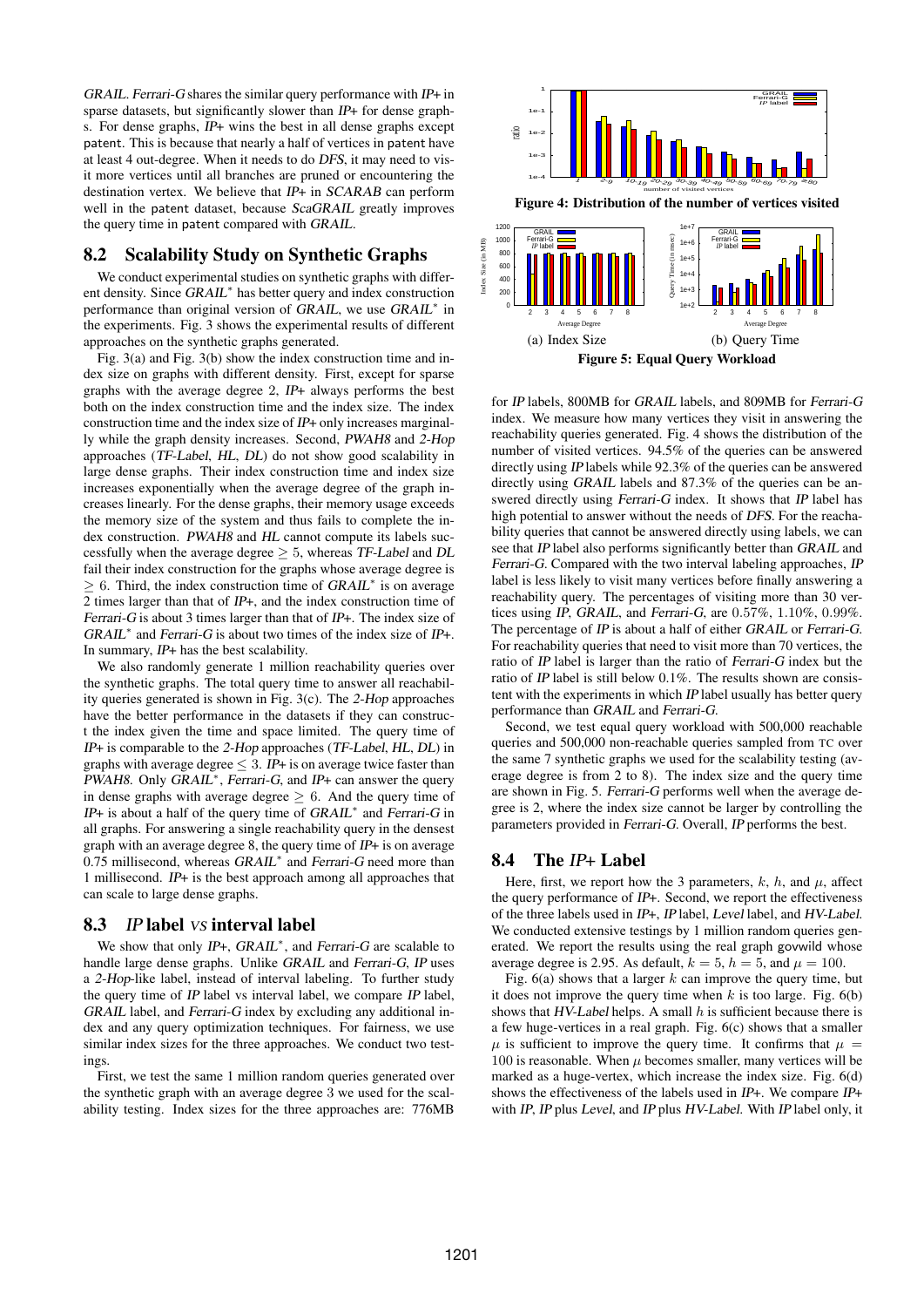*GRAIL*. *Ferrari-G* shares the similar query performance with *IP+* in sparse datasets, but significantly slower than *IP+* for dense graphs. For dense graphs, *IP+* wins the best in all dense graphs except patent. This is because that nearly a half of vertices in patent have at least 4 out-degree. When it needs to do *DFS*, it may need to visit more vertices until all branches are pruned or encountering the destination vertex. We believe that *IP+* in *SCARAB* can perform well in the patent dataset, because *ScaGRAIL* greatly improves the query time in patent compared with *GRAIL*.

## 8.2 Scalability Study on Synthetic Graphs

We conduct experimental studies on synthetic graphs with different density. Since *GRAIL*$^*$ has better query and index construction performance than original version of *GRAIL*, we use *GRAIL*$^*$ in the experiments. Fig. 3 shows the experimental results of different approaches on the synthetic graphs generated.

Fig. 3(a) and Fig. 3(b) show the index construction time and index size on graphs with different density. First, except for sparse graphs with the average degree 2, *IP+* always performs the best both on the index construction time and the index size. The index construction time and the index size of *IP+* only increases marginally while the graph density increases. Second, *PWAH8* and *2-Hop* approaches (*TF-Label*, *HL*, *DL*) do not show good scalability in large dense graphs. Their index construction time and index size increases exponentially when the average degree of the graph increases linearly. For the dense graphs, their memory usage exceeds the memory size of the system and thus fails to complete the index construction. *PWAH8* and *HL* cannot compute its labels successfully when the average degree $\geq 5$, whereas *TF-Label* and *DL* fail their index construction for the graphs whose average degree is $\geq 6$. Third, the index construction time of *GRAIL*$^*$ is on average 2 times larger than that of *IP+*, and the index construction time of *Ferrari-G* is about 3 times larger than that of *IP+*. The index size of *GRAIL*$^*$ and *Ferrari-G* is about two times of the index size of *IP+*. In summary, *IP+* has the best scalability.

We also randomly generate 1 million reachability queries over the synthetic graphs. The total query time to answer all reachability queries generated is shown in Fig. 3(c). The *2-Hop* approaches have the better performance in the datasets if they can construct the index given the time and space limited. The query time of *IP+* is comparable to the *2-Hop* approaches (*TF-Label*, *HL*, *DL*) in graphs with average degree $\leq 3$. *IP+* is on average twice faster than *PWAH8*. Only *GRAIL*$^*$, *Ferrari-G*, and *IP+* can answer the query in dense graphs with average degree $\geq 6$. And the query time of *IP+* is about a half of the query time of *GRAIL*$^*$ and *Ferrari-G* in all graphs. For answering a single reachability query in the densest graph with an average degree 8, the query time of *IP+* is on average 0.75 millisecond, whereas *GRAIL*$^*$ and *Ferrari-G* need more than 1 millisecond. *IP+* is the best approach among all approaches that can scale to large dense graphs.

## 8.3 *IP* label *vs* interval label

We show that only *IP+*, *GRAIL*$^*$, and *Ferrari-G* are scalable to handle large dense graphs. Unlike *GRAIL* and *Ferrari-G*, *IP* uses a *2-Hop*-like label, instead of interval labeling. To further study the query time of *IP* label vs interval label, we compare *IP* label, *GRAIL* label, and *Ferrari-G* index by excluding any additional index and any query optimization techniques. For fairness, we use similar index sizes for the three approaches. We conduct two testings.

First, we test the same 1 million random queries generated over the synthetic graph with an average degree 3 we used for the scalability testing. Index sizes for the three approaches are: 776MB for *IP* labels, 800MB for *GRAIL* labels, and 809MB for *Ferrari-G* index. We measure how many vertices they visit in answering the reachability queries generated. Fig. 4 shows the distribution of the number of visited vertices. 94.5% of the queries can be answered directly using *IP* labels while 92.3% of the queries can be answered directly using *GRAIL* labels and 87.3% of the queries can be answered directly using *Ferrari-G* index. It shows that *IP* label has high potential to answer without the needs of *DFS*. For the reachability queries that cannot be answered directly using labels, we can see that *IP* label also performs significantly better than *GRAIL* and *Ferrari-G*. Compared with the two interval labeling approaches, *IP* label is less likely to visit many vertices before finally answering a reachability query. The percentages of visiting more than 30 vertices using *IP*, *GRAIL*, and *Ferrari-G*, are 0.57%, 1.10%, 0.99%. The percentage of *IP* is about a half of either *GRAIL* or *Ferrari-G*. For reachability queries that need to visit more than 70 vertices, the ratio of *IP* label is larger than the ratio of *Ferrari-G* index but the ratio of *IP* label is still below 0.1%. The results shown are consistent with the experiments in which *IP* label usually has better query performance than *GRAIL* and *Ferrari-G*.

Figure 4: Distribution of the number of vertices visited

(a) Index Size (b) Query Time

Figure 5: Equal Query Workload

Second, we test equal query workload with 500,000 reachable queries and 500,000 non-reachable queries sampled from TC over the same 7 synthetic graphs we used for the scalability testing (average degree is from 2 to 8). The index size and the query time are shown in Fig. 5. *Ferrari-G* performs well when the average degree is 2, where the index size cannot be larger by controlling the parameters provided in *Ferrari-G*. Overall, *IP* performs the best.

## 8.4 The *IP+* Label

Here, first, we report how the 3 parameters, $k$, $h$, and $\mu$, affect the query performance of *IP+*. Second, we report the effectiveness of the three labels used in *IP+*, *IP* label, *Level* label, and *HV-Label*. We conducted extensive testings by 1 million random queries generated. We report the results using the real graph govwild whose average degree is 2.95. As default, $k = 5$, $h = 5$, and $\mu = 100$.

Fig. 6(a) shows that a larger $k$ can improve the query time, but it does not improve the query time when $k$ is too large. Fig. 6(b) shows that *HV-Label* helps. A small $h$ is sufficient because there is a few huge-vertices in a real graph. Fig. 6(c) shows that a smaller $\mu$ is sufficient to improve the query time. It confirms that $\mu = 100$ is reasonable. When $\mu$ becomes smaller, many vertices will be marked as a huge-vertex, which increase the index size. Fig. 6(d) shows the effectiveness of the labels used in *IP+*. We compare *IP+* with *IP*, *IP* plus *Level*, and *IP* plus *HV-Label*. With *IP* label only, it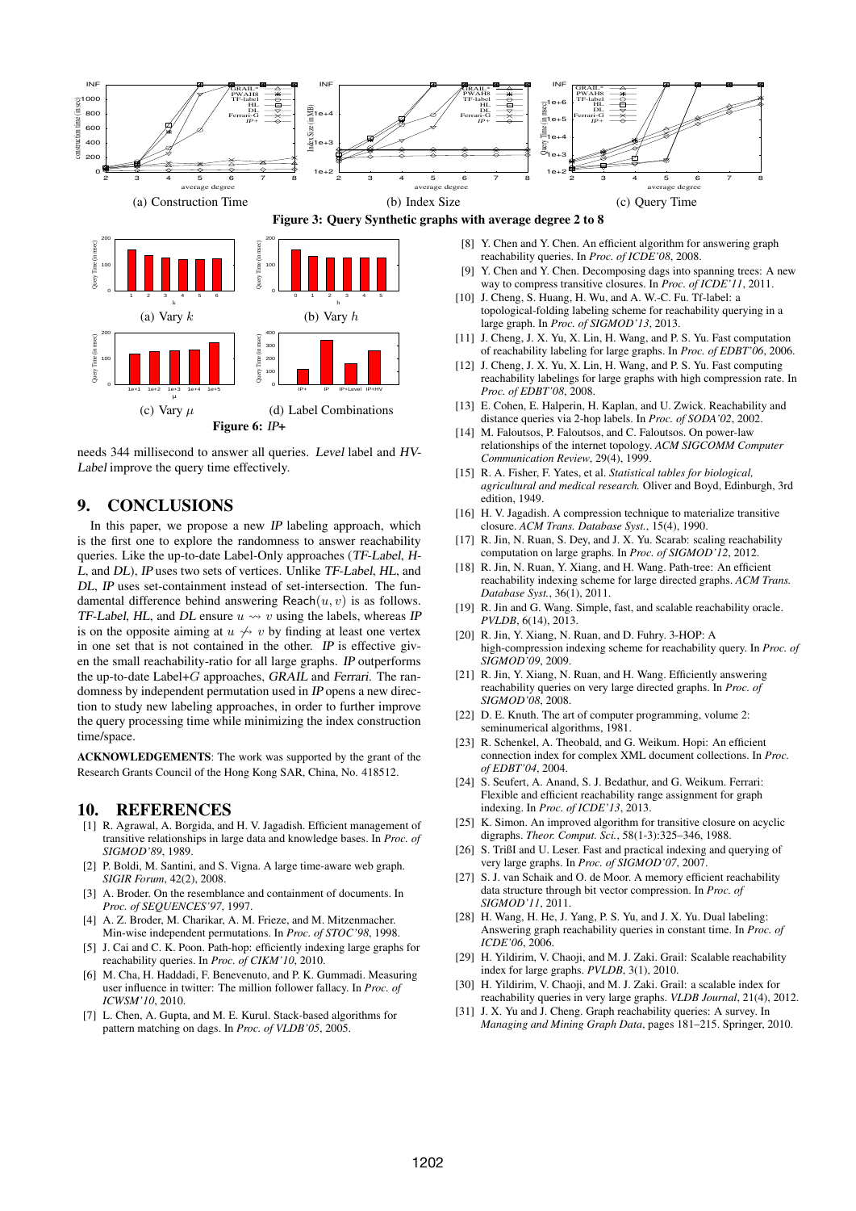INF
1000
800
600
400
200
0
construction time (in sec)
2 3 4 5 6 7 8
average degree
GRAIL*
PWAH8
TF-label
HL
DL
Ferrari-G
IP+

(a) Construction Time

INF
1e+4
1e+3
1e+2
Index Size (in MB)
2 3 4 5 6 7 8
average degree
GRAIL*
PWAH8
TF-label
HL
DL
Ferrari-G
IP+

(b) Index Size

INF
1e+6
1e+5
1e+4
1e+3
1e+2
Query Time (in msec)
2 3 4 5 6 7 8
average degree
GRAIL*
PWAH8
TF-label
HL
DL
Ferrari-G
IP+

(c) Query Time

**Figure 3: Query Synthetic graphs with average degree 2 to 8**

200
100
0
Query Time (in msec)
1 2 3 4 5 6
k

(a) Vary $k$

200
100
0
Query Time (in msec)
0 1 2 3 4 5
h

(b) Vary $h$

200
100
0
Query Time (in msec)
1e+1 1e+2 1e+3 1e+4 1e+5
μ

(c) Vary $\mu$

400
300
200
100
0
Query Time (in msec)
IP+ IP IP+Level IP+HV

(d) Label Combinations

**Figure 6:** *IP+*

needs 344 millisecond to answer all queries. *Level* label and *HV-Label* improve the query time effectively.

## 9. CONCLUSIONS

In this paper, we propose a new *IP* labeling approach, which is the first one to explore the randomness to answer reachability queries. Like the up-to-date Label-Only approaches (*TF-Label*, *H-L*, and *DL*), *IP* uses two sets of vertices. Unlike *TF-Label*, *HL*, and *DL*, *IP* uses set-containment instead of set-intersection. The fundamental difference behind answering Reach$(u, v)$ is as follows. *TF-Label*, *HL*, and *DL* ensure $u \rightsquigarrow v$ using the labels, whereas *IP* is on the opposite aiming at $u \not\rightsquigarrow v$ by finding at least one vertex in one set that is not contained in the other. *IP* is effective given the small reachability-ratio for all large graphs. *IP* outperforms the up-to-date Label+$G$ approaches, *GRAIL* and *Ferrari*. The randomness by independent permutation used in *IP* opens a new direction to study new labeling approaches, in order to further improve the query processing time while minimizing the index construction time/space.

**ACKNOWLEDGEMENTS**: The work was supported by the grant of the Research Grants Council of the Hong Kong SAR, China, No. 418512.

## 10. REFERENCES

[1] R. Agrawal, A. Borgida, and H. V. Jagadish. Efficient management of transitive relationships in large data and knowledge bases. In *Proc. of SIGMOD'89*, 1989.

[2] P. Boldi, M. Santini, and S. Vigna. A large time-aware web graph. *SIGIR Forum*, 42(2), 2008.

[3] A. Broder. On the resemblance and containment of documents. In *Proc. of SEQUENCES'97*, 1997.

[4] A. Z. Broder, M. Charikar, A. M. Frieze, and M. Mitzenmacher. Min-wise independent permutations. In *Proc. of STOC'98*, 1998.

[5] J. Cai and C. K. Poon. Path-hop: efficiently indexing large graphs for reachability queries. In *Proc. of CIKM'10*, 2010.

[6] M. Cha, H. Haddadi, F. Benevenuto, and P. K. Gummadi. Measuring user influence in twitter: The million follower fallacy. In *Proc. of ICWSM'10*, 2010.

[7] L. Chen, A. Gupta, and M. E. Kurul. Stack-based algorithms for pattern matching on dags. In *Proc. of VLDB'05*, 2005.

[8] Y. Chen and Y. Chen. An efficient algorithm for answering graph reachability queries. In *Proc. of ICDE'08*, 2008.

[9] Y. Chen and Y. Chen. Decomposing dags into spanning trees: A new way to compress transitive closures. In *Proc. of ICDE'11*, 2011.

[10] J. Cheng, S. Huang, H. Wu, and A. W.-C. Fu. Tf-label: a topological-folding labeling scheme for reachability querying in a large graph. In *Proc. of SIGMOD'13*, 2013.

[11] J. Cheng, J. X. Yu, X. Lin, H. Wang, and P. S. Yu. Fast computation of reachability labeling for large graphs. In *Proc. of EDBT'06*, 2006.

[12] J. Cheng, J. X. Yu, X. Lin, H. Wang, and P. S. Yu. Fast computing reachability labelings for large graphs with high compression rate. In *Proc. of EDBT'08*, 2008.

[13] E. Cohen, E. Halperin, H. Kaplan, and U. Zwick. Reachability and distance queries via 2-hop labels. In *Proc. of SODA'02*, 2002.

[14] M. Faloutsos, P. Faloutsos, and C. Faloutsos. On power-law relationships of the internet topology. *ACM SIGCOMM Computer Communication Review*, 29(4), 1999.

[15] R. A. Fisher, F. Yates, et al. *Statistical tables for biological, agricultural and medical research.* Oliver and Boyd, Edinburgh, 3rd edition, 1949.

[16] H. V. Jagadish. A compression technique to materialize transitive closure. *ACM Trans. Database Syst.*, 15(4), 1990.

[17] R. Jin, N. Ruan, S. Dey, and J. X. Yu. Scarab: scaling reachability computation on large graphs. In *Proc. of SIGMOD'12*, 2012.

[18] R. Jin, N. Ruan, Y. Xiang, and H. Wang. Path-tree: An efficient reachability indexing scheme for large directed graphs. *ACM Trans. Database Syst.*, 36(1), 2011.

[19] R. Jin and G. Wang. Simple, fast, and scalable reachability oracle. *PVLDB*, 6(14), 2013.

[20] R. Jin, Y. Xiang, N. Ruan, and D. Fuhry. 3-HOP: A high-compression indexing scheme for reachability query. In *Proc. of SIGMOD'09*, 2009.

[21] R. Jin, Y. Xiang, N. Ruan, and H. Wang. Efficiently answering reachability queries on very large directed graphs. In *Proc. of SIGMOD'08*, 2008.

[22] D. E. Knuth. The art of computer programming, volume 2: seminumerical algorithms, 1981.

[23] R. Schenkel, A. Theobald, and G. Weikum. Hopi: An efficient connection index for complex XML document collections. In *Proc. of EDBT'04*, 2004.

[24] S. Seufert, A. Anand, S. J. Bedathur, and G. Weikum. Ferrari: Flexible and efficient reachability range assignment for graph indexing. In *Proc. of ICDE'13*, 2013.

[25] K. Simon. An improved algorithm for transitive closure on acyclic digraphs. *Theor. Comput. Sci.*, 58(1-3):325–346, 1988.

[26] S. Trißl and U. Leser. Fast and practical indexing and querying of very large graphs. In *Proc. of SIGMOD'07*, 2007.

[27] S. J. van Schaik and O. de Moor. A memory efficient reachability data structure through bit vector compression. In *Proc. of SIGMOD'11*, 2011.

[28] H. Wang, H. He, J. Yang, P. S. Yu, and J. X. Yu. Dual labeling: Answering graph reachability queries in constant time. In *Proc. of ICDE'06*, 2006.

[29] H. Yildirim, V. Chaoji, and M. J. Zaki. Grail: Scalable reachability index for large graphs. *PVLDB*, 3(1), 2010.

[30] H. Yildirim, V. Chaoji, and M. J. Zaki. Grail: a scalable index for reachability queries in very large graphs. *VLDB Journal*, 21(4), 2012.

[31] J. X. Yu and J. Cheng. Graph reachability queries: A survey. In *Managing and Mining Graph Data*, pages 181–215. Springer, 2010.